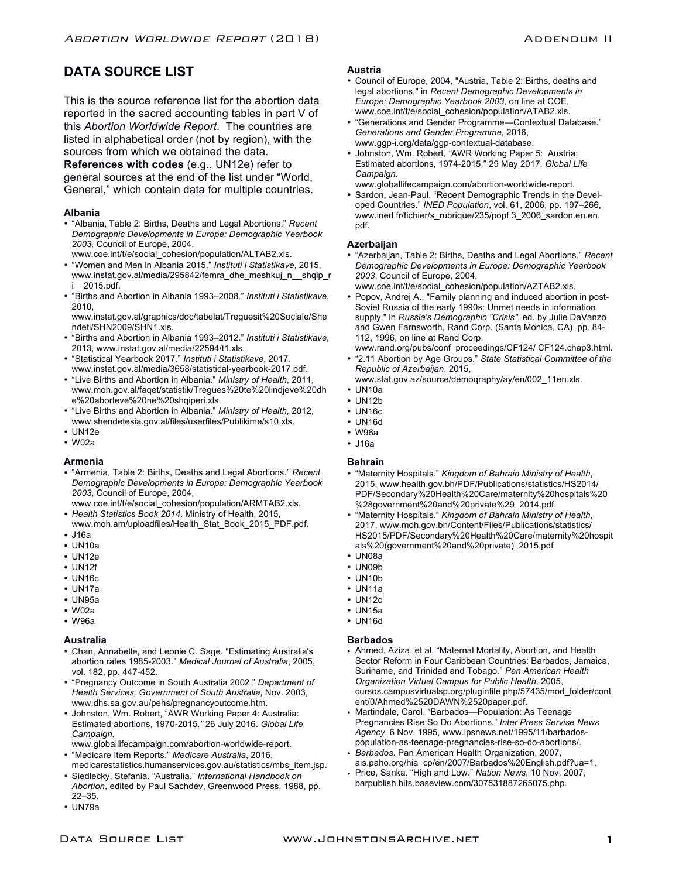# DATA SOURCE LIST

This is the source reference list for the abortion data reported in the sacred accounting tables in part V of this *Abortion Worldwide Report*. The countries are listed in alphabetical order (not by region), with the sources from which we obtained the data. **References with codes** (e.g., UN12e) refer to general sources at the end of the list under "World, General," which contain data for multiple countries.

### Albania

- "Albania, Table 2: Births, Deaths and Legal Abortions." *Recent Demographic Developments in Europe: Demographic Yearbook 2003,* Council of Europe, 2004, www.coe.int/t/e/social_cohesion/population/ALTAB2.xls.
- "Women and Men in Albania 2015." *Instituti i Statistikave*, 2015, www.instat.gov.al/media/295842/femra_dhe_meshkuj_n__shqip_ri__2015.pdf.
- "Births and Abortion in Albania 1993–2008." *Instituti i Statistikave*, 2010, www.instat.gov.al/graphics/doc/tabelat/Treguesit%20Sociale/Shendeti/SHN2009/SHN1.xls.
- "Births and Abortion in Albania 1993–2012." *Instituti i Statistikave*, 2013, www.instat.gov.al/media/22594/t1.xls.
- "Statistical Yearbook 2017." *Instituti i Statistikave*, 2017. www.instat.gov.al/media/3658/statistical-yearbook-2017.pdf.
- "Live Births and Abortion in Albania." *Ministry of Health*, 2011, www.moh.gov.al/faqet/statistik/Tregues%20te%20lindjeve%20dhe%20aborteve%20ne%20shqiperi.xls.
- "Live Births and Abortion in Albania." *Ministry of Health*, 2012, www.shendetesia.gov.al/files/userfiles/Publikime/s10.xls.
- UN12e
- W02a

### Armenia

- "Armenia, Table 2: Births, Deaths and Legal Abortions." *Recent Demographic Developments in Europe: Demographic Yearbook 2003*, Council of Europe, 2004, www.coe.int/t/e/social_cohesion/population/ARMTAB2.xls.
- *Health Statistics Book 2014*. Ministry of Health, 2015, www.moh.am/uploadfiles/Health_Stat_Book_2015_PDF.pdf.
- J16a
- UN10a
- UN12e
- UN12f
- UN16c
- UN17a
- UN95a
- W02a
- W96a

### Australia

- Chan, Annabelle, and Leonie C. Sage. "Estimating Australia's abortion rates 1985-2003." *Medical Journal of Australia*, 2005, vol. 182, pp. 447-452.
- "Pregnancy Outcome in South Australia 2002." *Department of Health Services, Government of South Australia*, Nov. 2003, www.dhs.sa.gov.au/pehs/pregnancyoutcome.htm.
- Johnston, Wm. Robert, "AWR Working Paper 4: Australia: Estimated abortions, 1970-2015*."* 26 July 2016. *Global Life Campaign*. www.globallifecampaign.com/abortion-worldwide-report.
- "Medicare Item Reports." *Medicare Australia*, 2016, medicarestatistics.humanservices.gov.au/statistics/mbs_item.jsp.
- Siedlecky, Stefania. "Australia." *International Handbook on Abortion*, edited by Paul Sachdev, Greenwood Press, 1988, pp. 22–35.
- UN79a

### Austria

- Council of Europe, 2004, "Austria, Table 2: Births, deaths and legal abortions," in *Recent Demographic Developments in Europe: Demographic Yearbook 2003*, on line at COE, www.coe.int/t/e/social_cohesion/population/ATAB2.xls.
- "Generations and Gender Programme—Contextual Database." *Generations and Gender Programme*, 2016, www.ggp-i.org/data/ggp-contextual-database.
- Johnston, Wm. Robert, "AWR Working Paper 5: Austria: Estimated abortions, 1974-2015." 29 May 2017. *Global Life Campaign*. www.globallifecampaign.com/abortion-worldwide-report.
- Sardon, Jean-Paul. "Recent Demographic Trends in the Developed Countries." *INED Population*, vol. 61, 2006, pp. 197–266, www.ined.fr/fichier/s_rubrique/235/popf.3_2006_sardon.en.en.pdf.

### Azerbaijan

- "Azerbaijan, Table 2: Births, Deaths and Legal Abortions." *Recent Demographic Developments in Europe: Demographic Yearbook 2003*, Council of Europe, 2004, www.coe.int/t/e/social_cohesion/population/AZTAB2.xls.
- Popov, Andrej A., "Family planning and induced abortion in post-Soviet Russia of the early 1990s: Unmet needs in information supply," in *Russia's Demographic "Crisis"*, ed. by Julie DaVanzo and Gwen Farnsworth, Rand Corp. (Santa Monica, CA), pp. 84-112, 1996, on line at Rand Corp. www.rand.org/pubs/conf_proceedings/CF124/ CF124.chap3.html.
- "2.11 Abortion by Age Groups." *State Statistical Committee of the Republic of Azerbaijan*, 2015, www.stat.gov.az/source/demoqraphy/ay/en/002_11en.xls.
- UN10a
- UN12b
- UN16c
- UN16d
- W96a
- J16a

### Bahrain

- "Maternity Hospitals." *Kingdom of Bahrain Ministry of Health*, 2015, www.health.gov.bh/PDF/Publications/statistics/HS2014/PDF/Secondary%20Health%20Care/maternity%20hospitals%20%28government%20and%20private%29_2014.pdf.
- "Maternity Hospitals." *Kingdom of Bahrain Ministry of Health*, 2017, www.moh.gov.bh/Content/Files/Publications/statistics/HS2015/PDF/Secondary%20Health%20Care/maternity%20hospitals%20(government%20and%20private)_2015.pdf
- UN08a
- UN09b
- UN10b
- UN11a
- UN12c
- UN15a
- UN16d

### Barbados

- Ahmed, Aziza, et al. "Maternal Mortality, Abortion, and Health Sector Reform in Four Caribbean Countries: Barbados, Jamaica, Suriname, and Trinidad and Tobago." *Pan American Health Organization Virtual Campus for Public Health*, 2005, cursos.campusvirtualsp.org/pluginfile.php/57435/mod_folder/content/0/Ahmed%2520DAWN%2520paper.pdf.
- Martindale, Carol. "Barbados—Population: As Teenage Pregnancies Rise So Do Abortions." *Inter Press Servise News Agency*, 6 Nov. 1995, www.ipsnews.net/1995/11/barbados-population-as-teenage-pregnancies-rise-so-do-abortions/.
- *Barbados*. Pan American Health Organization, 2007, ais.paho.org/hia_cp/en/2007/Barbados%20English.pdf?ua=1.
- Price, Sanka. "High and Low." *Nation News*, 10 Nov. 2007, barpublish.bits.baseview.com/307531887265075.php.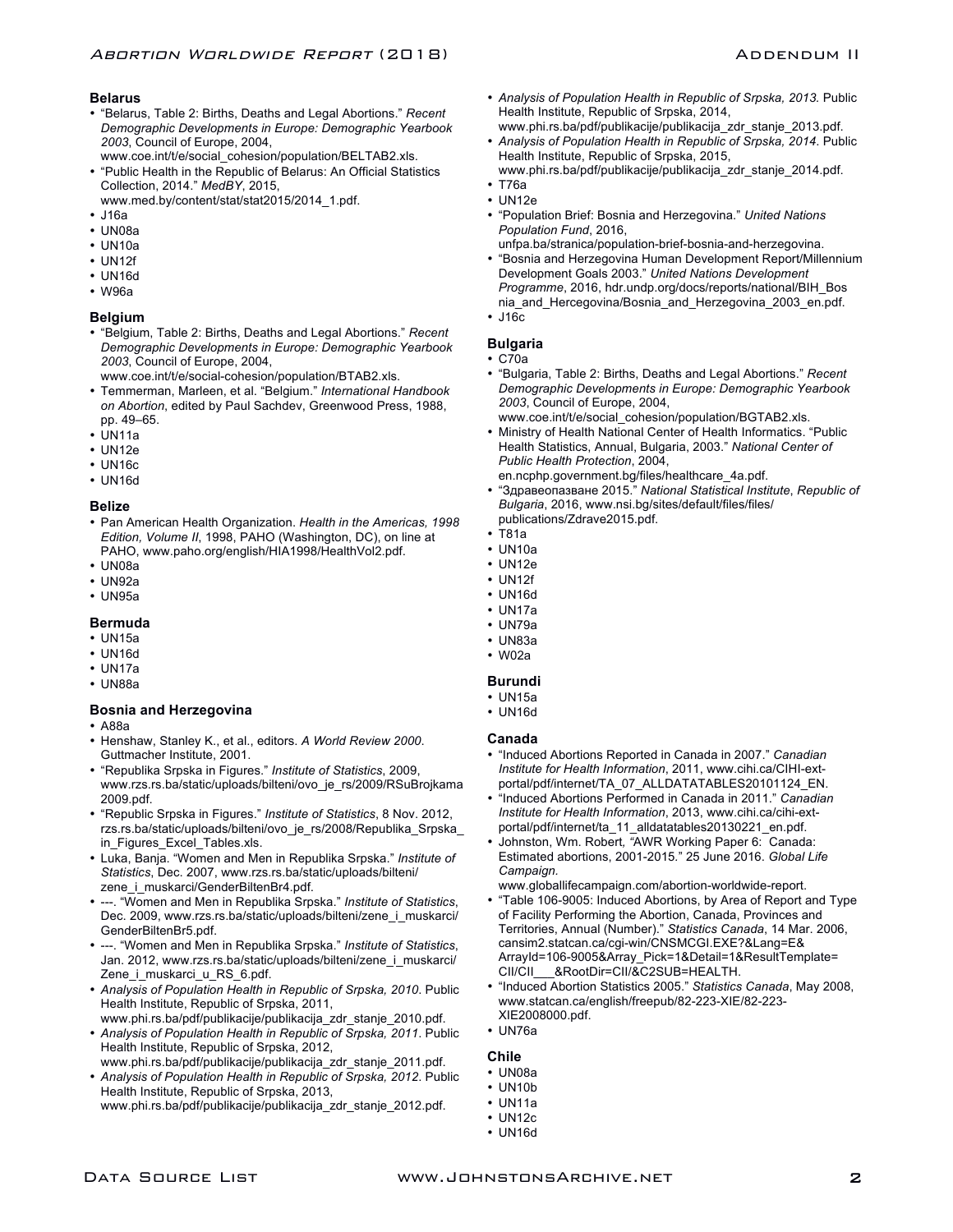### Belarus

- "Belarus, Table 2: Births, Deaths and Legal Abortions." *Recent Demographic Developments in Europe: Demographic Yearbook 2003*, Council of Europe, 2004, www.coe.int/t/e/social_cohesion/population/BELTAB2.xls.
- "Public Health in the Republic of Belarus: An Official Statistics Collection, 2014." *MedBY*, 2015, www.med.by/content/stat/stat2015/2014_1.pdf.
- J16a
- UN08a
- UN10a
- UN12f
- UN16d
- W96a

### Belgium

- "Belgium, Table 2: Births, Deaths and Legal Abortions." *Recent Demographic Developments in Europe: Demographic Yearbook 2003*, Council of Europe, 2004, www.coe.int/t/e/social-cohesion/population/BTAB2.xls.
- Temmerman, Marleen, et al. "Belgium." *International Handbook on Abortion*, edited by Paul Sachdev, Greenwood Press, 1988, pp. 49–65.
- UN11a
- UN12e
- UN16c
- UN16d

### Belize

- Pan American Health Organization. *Health in the Americas, 1998 Edition, Volume II*, 1998, PAHO (Washington, DC), on line at PAHO, www.paho.org/english/HIA1998/HealthVol2.pdf.
- UN08a
- UN92a
- UN95a

### Bermuda

- UN15a
- UN16d
- UN17a
- UN88a

### Bosnia and Herzegovina

- A88a
- Henshaw, Stanley K., et al., editors. *A World Review 2000*. Guttmacher Institute, 2001.
- "Republika Srpska in Figures." *Institute of Statistics*, 2009, www.rzs.rs.ba/static/uploads/bilteni/ovo_je_rs/2009/RSuBrojkama2009.pdf.
- "Republic Srpska in Figures." *Institute of Statistics*, 8 Nov. 2012, rzs.rs.ba/static/uploads/bilteni/ovo_je_rs/2008/Republika_Srpska_in_Figures_Excel_Tables.xls.
- Luka, Banja. "Women and Men in Republika Srpska." *Institute of Statistics*, Dec. 2007, www.rzs.rs.ba/static/uploads/bilteni/zene_i_muskarci/GenderBiltenBr4.pdf.
- ---. "Women and Men in Republika Srpska." *Institute of Statistics*, Dec. 2009, www.rzs.rs.ba/static/uploads/bilteni/zene_i_muskarci/GenderBiltenBr5.pdf.
- ---. "Women and Men in Republika Srpska." *Institute of Statistics*, Jan. 2012, www.rzs.rs.ba/static/uploads/bilteni/zene_i_muskarci/Zene_i_muskarci_u_RS_6.pdf.
- *Analysis of Population Health in Republic of Srpska, 2010*. Public Health Institute, Republic of Srpska, 2011, www.phi.rs.ba/pdf/publikacije/publikacija_zdr_stanje_2010.pdf.
- *Analysis of Population Health in Republic of Srpska, 2011*. Public Health Institute, Republic of Srpska, 2012, www.phi.rs.ba/pdf/publikacije/publikacija_zdr_stanje_2011.pdf.
- *Analysis of Population Health in Republic of Srpska, 2012*. Public Health Institute, Republic of Srpska, 2013, www.phi.rs.ba/pdf/publikacije/publikacija_zdr_stanje_2012.pdf.
- *Analysis of Population Health in Republic of Srpska, 2013*. Public Health Institute, Republic of Srpska, 2014, www.phi.rs.ba/pdf/publikacije/publikacija_zdr_stanje_2013.pdf.
- *Analysis of Population Health in Republic of Srpska, 2014*. Public Health Institute, Republic of Srpska, 2015, www.phi.rs.ba/pdf/publikacije/publikacija_zdr_stanje_2014.pdf.
- T76a
- UN12e
- "Population Brief: Bosnia and Herzegovina." *United Nations Population Fund*, 2016, unfpa.ba/stranica/population-brief-bosnia-and-herzegovina.
- "Bosnia and Herzegovina Human Development Report/Millennium Development Goals 2003." *United Nations Development Programme*, 2016, hdr.undp.org/docs/reports/national/BIH_Bosnia_and_Hercegovina/Bosnia_and_Herzegovina_2003_en.pdf.
- J16c

### Bulgaria

- C70a
- "Bulgaria, Table 2: Births, Deaths and Legal Abortions." *Recent Demographic Developments in Europe: Demographic Yearbook 2003*, Council of Europe, 2004, www.coe.int/t/e/social_cohesion/population/BGTAB2.xls.
- Ministry of Health National Center of Health Informatics. "Public Health Statistics, Annual, Bulgaria, 2003." *National Center of Public Health Protection*, 2004, en.ncphp.government.bg/files/healthcare_4a.pdf.
- "Здравеопазване 2015." *National Statistical Institute*, *Republic of Bulgaria*, 2016, www.nsi.bg/sites/default/files/files/publications/Zdrave2015.pdf.
- T81a
- UN10a
- UN12e
- UN12f
- UN16d
- UN17a
- UN79a
- UN83a
- W02a

### Burundi

- UN15a
- UN16d

### Canada

- "Induced Abortions Reported in Canada in 2007." *Canadian Institute for Health Information*, 2011, www.cihi.ca/CIHI-ext-portal/pdf/internet/TA_07_ALLDATATABLES20101124_EN.
- "Induced Abortions Performed in Canada in 2011." *Canadian Institute for Health Information*, 2013, www.cihi.ca/cihi-ext-portal/pdf/internet/ta_11_alldatatables20130221_en.pdf.
- Johnston, Wm. Robert, "AWR Working Paper 6: Canada: Estimated abortions, 2001-2015." 25 June 2016. *Global Life Campaign*. www.globallifecampaign.com/abortion-worldwide-report.
- "Table 106-9005: Induced Abortions, by Area of Report and Type of Facility Performing the Abortion, Canada, Provinces and Territories, Annual (Number)." *Statistics Canada*, 14 Mar. 2006, cansim2.statcan.ca/cgi-win/CNSMCGI.EXE?&Lang=E&ArrayId=106-9005&Array_Pick=1&Detail=1&ResultTemplate=CII/CII___&RootDir=CII/&C2SUB=HEALTH.
- "Induced Abortion Statistics 2005." *Statistics Canada*, May 2008, www.statcan.ca/english/freepub/82-223-XIE/82-223-XIE2008000.pdf.
- UN76a

### Chile

- UN08a
- UN10b
- UN11a
- UN12c
- UN16d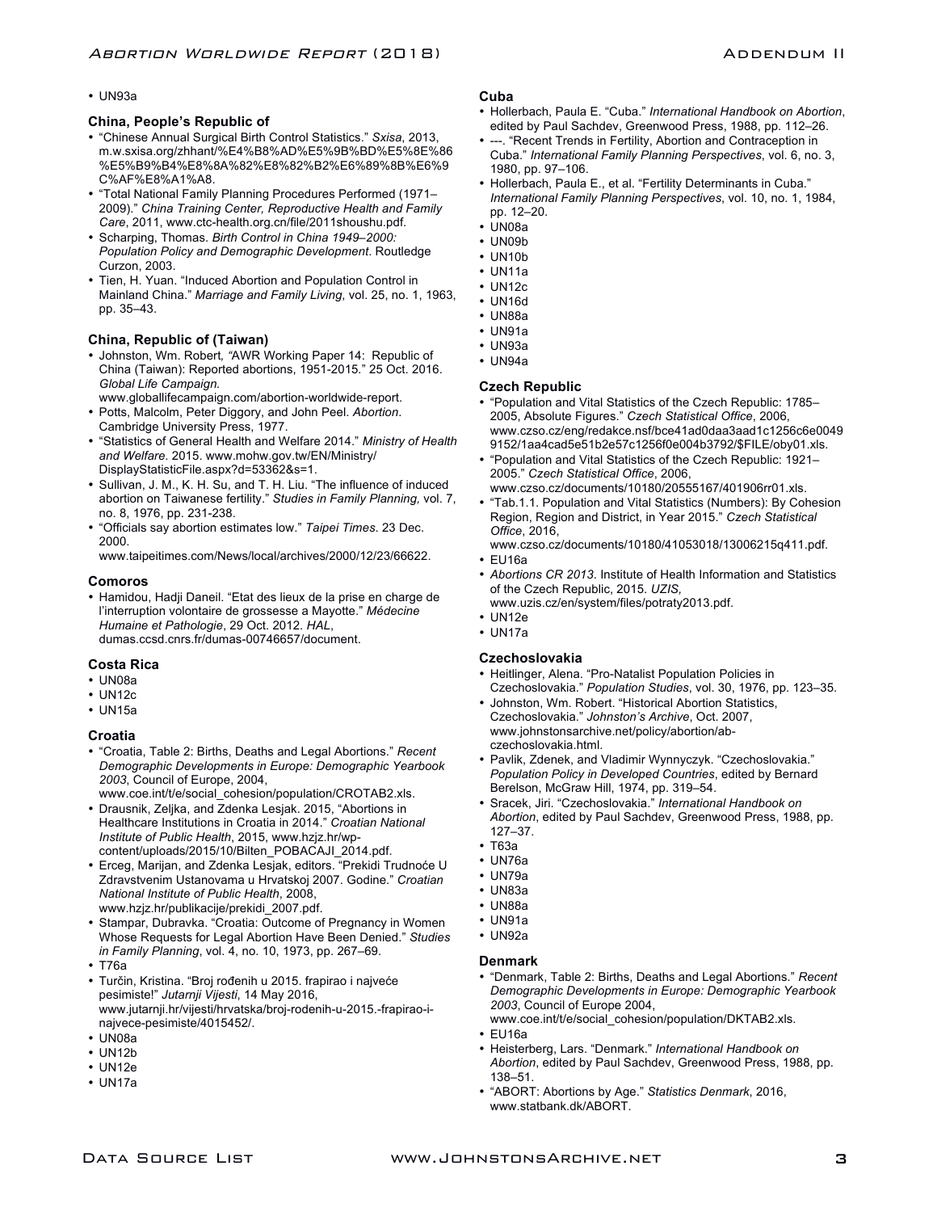- UN93a

### China, People's Republic of

- "Chinese Annual Surgical Birth Control Statistics." *Sxisa*, 2013, m.w.sxisa.org/zhhant/%E4%B8%AD%E5%9B%BD%E5%8E%86%E5%B9%B4%E8%8A%82%E8%82%B2%E6%89%8B%E6%9C%AF%E8%A1%A8.
- "Total National Family Planning Procedures Performed (1971–2009)." *China Training Center, Reproductive Health and Family Care*, 2011, www.ctc-health.org.cn/file/2011shoushu.pdf.
- Scharping, Thomas. *Birth Control in China 1949–2000: Population Policy and Demographic Development*. Routledge Curzon, 2003.
- Tien, H. Yuan. "Induced Abortion and Population Control in Mainland China." *Marriage and Family Living*, vol. 25, no. 1, 1963, pp. 35–43.

### China, Republic of (Taiwan)

- Johnston, Wm. Robert*, "*AWR Working Paper 14: Republic of China (Taiwan): Reported abortions, 1951-2015." 25 Oct. 2016. *Global Life Campaign.* www.globallifecampaign.com/abortion-worldwide-report.
- Potts, Malcolm, Peter Diggory, and John Peel. *Abortion*. Cambridge University Press, 1977.
- "Statistics of General Health and Welfare 2014." *Ministry of Health and Welfare*. 2015. www.mohw.gov.tw/EN/Ministry/DisplayStatisticFile.aspx?d=53362&s=1.
- Sullivan, J. M., K. H. Su, and T. H. Liu. "The influence of induced abortion on Taiwanese fertility." *Studies in Family Planning,* vol. 7, no. 8, 1976, pp. 231-238.
- "Officials say abortion estimates low." *Taipei Times*. 23 Dec. 2000. www.taipeitimes.com/News/local/archives/2000/12/23/66622.

### Comoros

- Hamidou, Hadji Daneil. "Etat des lieux de la prise en charge de l'interruption volontaire de grossesse a Mayotte." *Médecine Humaine et Pathologie*, 29 Oct. 2012. *HAL*, dumas.ccsd.cnrs.fr/dumas-00746657/document.

### Costa Rica

- UN08a
- UN12c
- UN15a

### Croatia

- "Croatia, Table 2: Births, Deaths and Legal Abortions." *Recent Demographic Developments in Europe: Demographic Yearbook 2003*, Council of Europe, 2004, www.coe.int/t/e/social_cohesion/population/CROTAB2.xls.
- Drausnik, Zeljka, and Zdenka Lesjak. 2015, "Abortions in Healthcare Institutions in Croatia in 2014." *Croatian National Institute of Public Health*, 2015, www.hzjz.hr/wp-content/uploads/2015/10/Bilten_POBACAJI_2014.pdf.
- Erceg, Marijan, and Zdenka Lesjak, editors. "Prekidi Trudnoće U Zdravstvenim Ustanovama u Hrvatskoj 2007. Godine." *Croatian National Institute of Public Health*, 2008, www.hzjz.hr/publikacije/prekidi_2007.pdf.
- Stampar, Dubravka. "Croatia: Outcome of Pregnancy in Women Whose Requests for Legal Abortion Have Been Denied." *Studies in Family Planning*, vol. 4, no. 10, 1973, pp. 267–69.
- T76a
- Turčin, Kristina. "Broj rođenih u 2015. frapirao i najveće pesimiste!" *Jutarnji Vijesti*, 14 May 2016, www.jutarnji.hr/vijesti/hrvatska/broj-rodenih-u-2015.-frapirao-i-najvece-pesimiste/4015452/.
- UN08a
- UN12b
- UN12e
- UN17a

### Cuba

- Hollerbach, Paula E. "Cuba." *International Handbook on Abortion*, edited by Paul Sachdev, Greenwood Press, 1988, pp. 112–26.
- ---. "Recent Trends in Fertility, Abortion and Contraception in Cuba." *International Family Planning Perspectives*, vol. 6, no. 3, 1980, pp. 97–106.
- Hollerbach, Paula E., et al. "Fertility Determinants in Cuba." *International Family Planning Perspectives*, vol. 10, no. 1, 1984, pp. 12–20.
- UN08a
- UN09b
- UN10b
- UN11a
- UN12c
- UN16d
- UN88a
- UN91a
- UN93a
- UN94a

### Czech Republic

- "Population and Vital Statistics of the Czech Republic: 1785–2005, Absolute Figures." *Czech Statistical Office*, 2006, www.czso.cz/eng/redakce.nsf/bce41ad0daa3aad1c1256c6e00499152/1aa4cad5e51b2e57c1256f0e004b3792/$FILE/oby01.xls.
- "Population and Vital Statistics of the Czech Republic: 1921–2005." *Czech Statistical Office*, 2006, www.czso.cz/documents/10180/20555167/401906rr01.xls.
- "Tab.1.1. Population and Vital Statistics (Numbers): By Cohesion Region, Region and District, in Year 2015." *Czech Statistical Office*, 2016, www.czso.cz/documents/10180/41053018/13006215q411.pdf.
- EU16a
- *Abortions CR 2013*. Institute of Health Information and Statistics of the Czech Republic, 2015. *UZIS,* www.uzis.cz/en/system/files/potraty2013.pdf.
- UN12e
- UN17a

### Czechoslovakia

- Heitlinger, Alena. "Pro-Natalist Population Policies in Czechoslovakia." *Population Studies*, vol. 30, 1976, pp. 123–35.
- Johnston, Wm. Robert. "Historical Abortion Statistics, Czechoslovakia." *Johnston's Archive*, Oct. 2007, www.johnstonsarchive.net/policy/abortion/ab-czechoslovakia.html.
- Pavlik, Zdenek, and Vladimir Wynnyczyk. "Czechoslovakia." *Population Policy in Developed Countries*, edited by Bernard Berelson, McGraw Hill, 1974, pp. 319–54.
- Sracek, Jiri. "Czechoslovakia." *International Handbook on Abortion*, edited by Paul Sachdev, Greenwood Press, 1988, pp. 127–37.
- T63a
- UN76a
- UN79a
- UN83a
- UN88a
- UN91a
- UN92a

### Denmark

- "Denmark, Table 2: Births, Deaths and Legal Abortions." *Recent Demographic Developments in Europe: Demographic Yearbook 2003*, Council of Europe 2004, www.coe.int/t/e/social_cohesion/population/DKTAB2.xls.
- EU16a
- Heisterberg, Lars. "Denmark." *International Handbook on Abortion*, edited by Paul Sachdev, Greenwood Press, 1988, pp. 138–51.
- "ABORT: Abortions by Age." *Statistics Denmark*, 2016, www.statbank.dk/ABORT.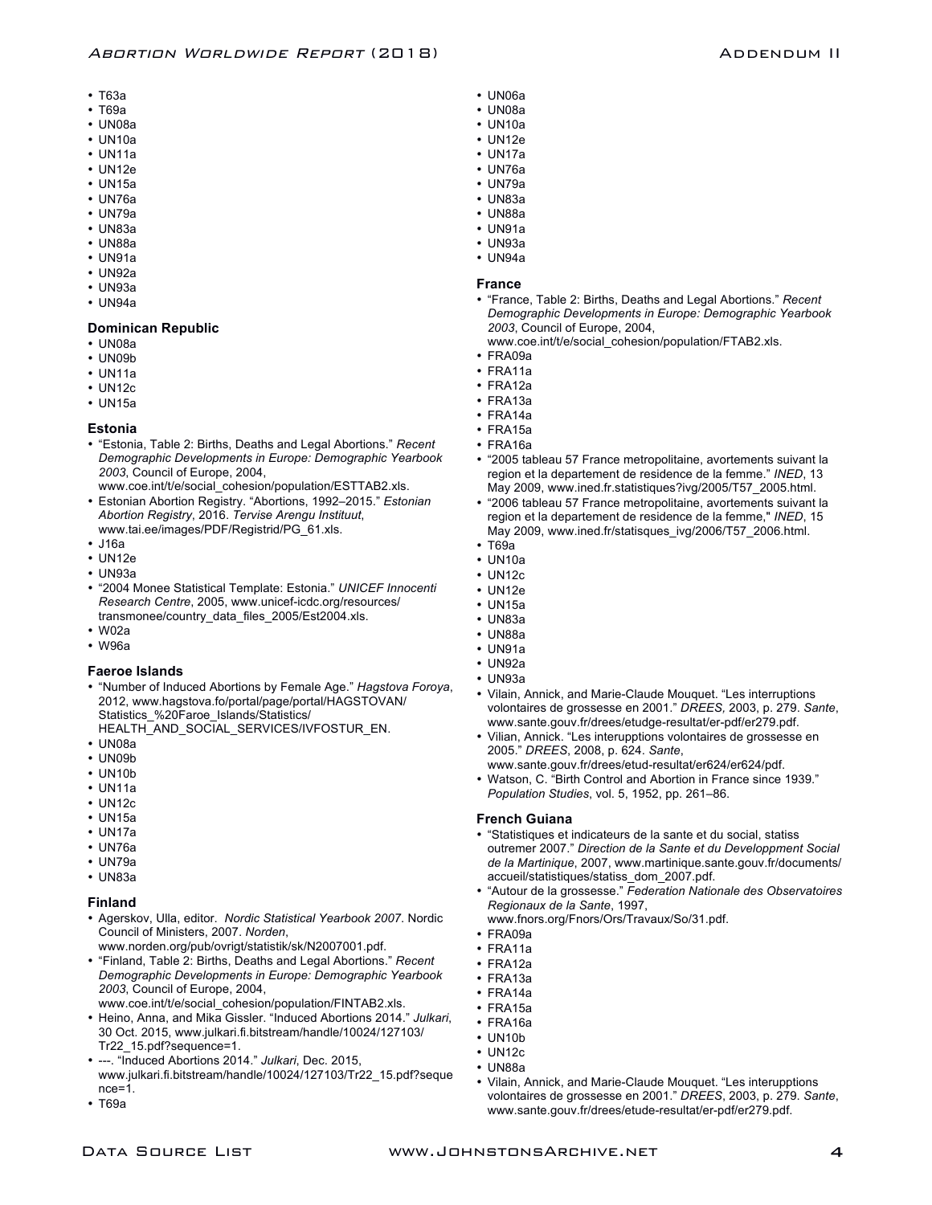- T63a
- T69a
- UN08a
- UN10a
- UN11a
- UN12e
- UN15a
- UN76a
- UN79a
- UN83a
- UN88a
- UN91a
- UN92a
- UN93a
- UN94a

### Dominican Republic

- UN08a
- UN09b
- UN11a
- UN12c
- UN15a

### Estonia

- "Estonia, Table 2: Births, Deaths and Legal Abortions." *Recent Demographic Developments in Europe: Demographic Yearbook 2003*, Council of Europe, 2004, www.coe.int/t/e/social_cohesion/population/ESTTAB2.xls.
- Estonian Abortion Registry. "Abortions, 1992–2015." *Estonian Abortion Registry*, 2016. *Tervise Arengu Instituut*, www.tai.ee/images/PDF/Registrid/PG_61.xls.
- J16a
- UN12e
- UN93a
- "2004 Monee Statistical Template: Estonia." *UNICEF Innocenti Research Centre*, 2005, www.unicef-icdc.org/resources/transmonee/country_data_files_2005/Est2004.xls.
- W02a
- W96a

### Faeroe Islands

- "Number of Induced Abortions by Female Age." *Hagstova Foroya*, 2012, www.hagstova.fo/portal/page/portal/HAGSTOVAN/Statistics_%20Faroe_Islands/Statistics/HEALTH_AND_SOCIAL_SERVICES/IVFOSTUR_EN.
- UN08a
- UN09b
- UN10b
- UN11a
- UN12c
- UN15a
- UN17a
- UN76a
- UN79a
- UN83a

### Finland

- Agerskov, Ulla, editor. *Nordic Statistical Yearbook 2007*. Nordic Council of Ministers, 2007. *Norden*, www.norden.org/pub/ovrigt/statistik/sk/N2007001.pdf.
- "Finland, Table 2: Births, Deaths and Legal Abortions." *Recent Demographic Developments in Europe: Demographic Yearbook 2003*, Council of Europe, 2004, www.coe.int/t/e/social_cohesion/population/FINTAB2.xls.
- Heino, Anna, and Mika Gissler. "Induced Abortions 2014." *Julkari*, 30 Oct. 2015, www.julkari.fi.bitstream/handle/10024/127103/Tr22_15.pdf?sequence=1.
- ---. "Induced Abortions 2014." *Julkari*, Dec. 2015, www.julkari.fi.bitstream/handle/10024/127103/Tr22_15.pdf?sequence=1.
- T69a
- UN06a
- UN08a
- UN10a
- UN12e
- UN17a
- UN76a
- UN79a
- UN83a
- UN88a
- UN91a
- UN93a
- UN94a

### France

- "France, Table 2: Births, Deaths and Legal Abortions." *Recent Demographic Developments in Europe: Demographic Yearbook 2003*, Council of Europe, 2004, www.coe.int/t/e/social_cohesion/population/FTAB2.xls.
- FRA09a
- FRA11a
- FRA12a
- FRA13a
- FRA14a
- FRA15a
- FRA16a
- "2005 tableau 57 France metropolitaine, avortements suivant la region et la departement de residence de la femme." *INED*, 13 May 2009, www.ined.fr.statistiques?ivg/2005/T57_2005.html.
- "2006 tableau 57 France metropolitaine, avortements suivant la region et la departement de residence de la femme," *INED*, 15 May 2009, www.ined.fr/statisques_ivg/2006/T57_2006.html.
- T69a
- UN10a
- UN12c
- UN12e
- UN15a
- UN83a
- UN88a
- UN91a
- UN92a
- UN93a
- Vilain, Annick, and Marie-Claude Mouquet. "Les interruptions volontaires de grossesse en 2001." *DREES,* 2003, p. 279. *Sante*, www.sante.gouv.fr/drees/etudge-resultat/er-pdf/er279.pdf.
- Vilian, Annick. "Les interupptions volontaires de grossesse en 2005." *DREES*, 2008, p. 624. *Sante*, www.sante.gouv.fr/drees/etud-resultat/er624/er624/pdf.
- Watson, C. "Birth Control and Abortion in France since 1939." *Population Studies*, vol. 5, 1952, pp. 261–86.

### French Guiana

- "Statistiques et indicateurs de la sante et du social, statiss outremer 2007." *Direction de la Sante et du Developpment Social de la Martinique*, 2007, www.martinique.sante.gouv.fr/documents/accueil/statistiques/statiss_dom_2007.pdf.
- "Autour de la grossesse." *Federation Nationale des Observatoires Regionaux de la Sante*, 1997, www.fnors.org/Fnors/Ors/Travaux/So/31.pdf.
- FRA09a
- FRA11a
- FRA12a
- FRA13a
- FRA14a
- FRA15a
- FRA16a
- UN10b
- UN12c
- UN88a
- Vilain, Annick, and Marie-Claude Mouquet. "Les interupptions volontaires de grossesse en 2001." *DREES*, 2003, p. 279. *Sante*, www.sante.gouv.fr/drees/etude-resultat/er-pdf/er279.pdf.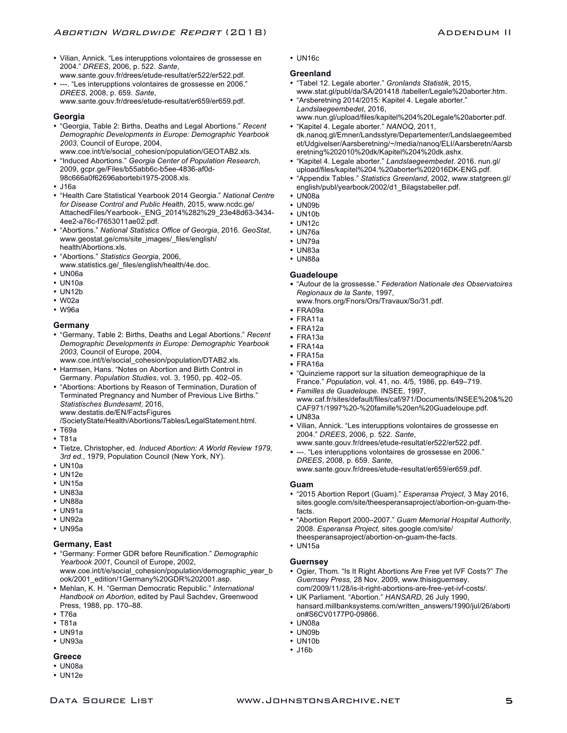- Vilian, Annick. “Les interupptions volontaires de grossesse en 2004.” *DREES*, 2006, p. 522. *Sante*, www.sante.gouv.fr/drees/etude-resultat/er522/er522.pdf.
- ---. “Les interupptions volontaires de grossesse en 2006.” *DREES*, 2008, p. 659. *Sante*, www.sante.gouv.fr/drees/etude-resultat/er659/er659.pdf.

### Georgia

- “Georgia, Table 2: Births, Deaths and Legal Abortions.” *Recent Demographic Developments in Europe: Demographic Yearbook 2003*, Council of Europe, 2004, www.coe.int/t/e/social_cohesion/population/GEOTAB2.xls.
- “Induced Abortions.” *Georgia Center of Population Research*, 2009, gcpr.ge/Files/b55abb6c-b5ee-4836-af0d-98c666a0f62696abortebi1975-2008.xls.
- J16a
- “Health Care Statistical Yearbook 2014 Georgia.” *National Centre for Disease Control and Public Health*, 2015, www.ncdc.ge/AttachedFiles/Yearbook-_ENG_2014%282%29_23e48d63-3434-4ee2-a76c-f7653011ae02.pdf.
- “Abortions.” *National Statistics Office of Georgia*, 2016. *GeoStat*, www.geostat.ge/cms/site_images/_files/english/health/Abortions.xls.
- “Abortions.” *Statistics Georgia*, 2006, www.statistics.ge/_files/english/health/4e.doc.
- UN06a
- UN10a
- UN12b
- W02a
- W96a

### Germany

- “Germany, Table 2: Births, Deaths and Legal Abortions.” *Recent Demographic Developments in Europe: Demographic Yearbook 2003*, Council of Europe, 2004, www.coe.int/t/e/social_cohesion/population/DTAB2.xls.
- Harmsen, Hans. “Notes on Abortion and Birth Control in Germany. *Population Studies*, vol. 3, 1950, pp. 402–05.
- “Abortions: Abortions by Reason of Termination, Duration of Terminated Pregnancy and Number of Previous Live Births.” *Statistisches Bundesamt*, 2016, www.destatis.de/EN/FactsFigures/SocietyState/Health/Abortions/Tables/LegalStatement.html.
- T69a
- T81a
- Tietze, Christopher, ed. *Induced Abortion: A World Review 1979, 3rd ed.*, 1979, Population Council (New York, NY).
- UN10a
- UN12e
- UN15a
- UN83a
- UN88a
- UN91a
- UN92a
- UN95a

### Germany, East

- “Germany: Former GDR before Reunification.” *Demographic Yearbook 2001*, Council of Europe, 2002, www.coe.int/t/e/social_cohesion/population/demographic_year_book/2001_edition/1Germany%20GDR%202001.asp.
- Mehlan, K. H. “German Democratic Republic.” *International Handbook on Abortion*, edited by Paul Sachdev, Greenwood Press, 1988, pp. 170–88.
- T76a
- T81a
- UN91a
- UN93a

### Greece

- UN08a
- UN12e
- UN16c

### Greenland

- “Tabel 12. Legale aborter.” *Gronlands Statistik*, 2015, www.stat.gl/publ/da/SA/201418 /tabeller/Legale%20aborter.htm.
- “Arsberetning 2014/2015: Kapitel 4. Legale aborter.” *Landslaegeembedet*, 2016, www.nun.gl/upload/files/kapitel%204%20Legale%20aborter.pdf.
- “Kapitel 4. Legale aborter.” *NANOQ*, 2011, dk.nanoq.gl/Emner/Landsstyre/Departementer/Landslaegeembedet/Udgivelser/Aarsberetning/~/media/nanoq/ELI/Aarsberetn/Aarsberetning%202010%20dk/Kapitel%204%20dk.ashx.
- “Kapitel 4. Legale aborter.” *Landslaegeembedet*. 2016. nun.gl/upload/files/kapitel%204.%20aborter%202016DK-ENG.pdf.
- “Appendix Tables.” *Statistics Greenland*, 2002, www.statgreen.gl/english/publ/yearbook/2002/d1_Bilagstabeller.pdf.
- UN08a
- UN09b
- UN10b
- UN12c
- UN76a
- UN79a
- UN83a
- UN88a

### Guadeloupe

- “Autour de la grossesse.” *Federation Nationale des Observatoires Regionaux de la Sante*, 1997, www.fnors.org/Fnors/Ors/Travaux/So/31.pdf.
- FRA09a
- FRA11a
- FRA12a
- FRA13a
- FRA14a
- FRA15a
- FRA16a
- “Quinzieme rapport sur la situation demeographique de la France.” *Population*, vol. 41, no. 4/5, 1986, pp. 649–719.
- *Familles de Guadeloupe*. INSEE, 1997, www.caf.fr/sites/default/files/caf/971/Documents/INSEE%20&%20CAF971/1997%20-%20famille%20en%20Guadeloupe.pdf.
- UN83a
- Vilian, Annick. “Les interupptions volontaires de grossesse en 2004.” *DREES*, 2006, p. 522. *Sante*, www.sante.gouv.fr/drees/etude-resultat/er522/er522.pdf.
- ---. “Les interupptions volontaires de grossesse en 2006.” *DREES*, 2008, p. 659. *Sante*, www.sante.gouv.fr/drees/etude-resultat/er659/er659.pdf.

### Guam

- “2015 Abortion Report (Guam).” *Esperansa Project*, 3 May 2016, sites.google.com/site/theesperansaproject/abortion-on-guam-the-facts.
- “Abortion Report 2000–2007.” *Guam Memorial Hospital Authority*, 2008. *Esperansa Project*, sites.google.com/site/theesperansaproject/abortion-on-guam-the-facts.
- UN15a

### Guernsey

- Ogier, Thom. “Is It Right Abortions Are Free yet IVF Costs?” *The Guernsey Press*, 28 Nov. 2009, www.thisisguernsey.com/2009/11/28/is-it-right-abortions-are-free-yet-ivf-costs/.
- UK Parliament. “Abortion.” *HANSARD*, 26 July 1990, hansard.millbanksystems.com/written_answers/1990/jul/26/abortion#S6CV0177P0-09866.
- UN08a
- UN09b
- UN10b
- J16b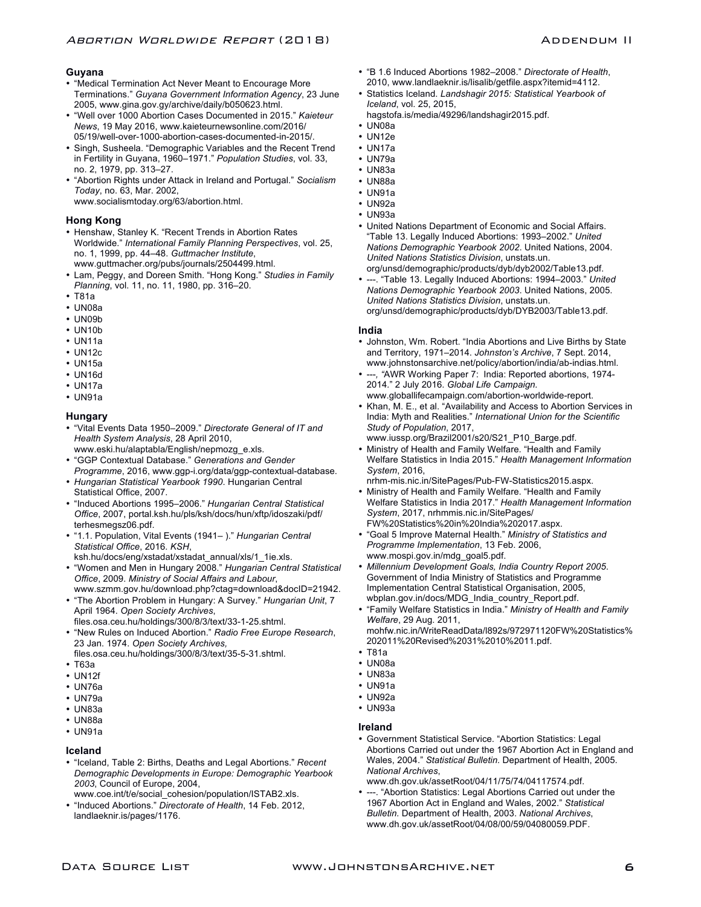### Guyana

- "Medical Termination Act Never Meant to Encourage More Terminations." *Guyana Government Information Agency*, 23 June 2005, www.gina.gov.gy/archive/daily/b050623.html.
- "Well over 1000 Abortion Cases Documented in 2015." *Kaieteur News*, 19 May 2016, www.kaieteurnewsonline.com/2016/05/19/well-over-1000-abortion-cases-documented-in-2015/.
- Singh, Susheela. "Demographic Variables and the Recent Trend in Fertility in Guyana, 1960–1971." *Population Studies*, vol. 33, no. 2, 1979, pp. 313–27.
- "Abortion Rights under Attack in Ireland and Portugal." *Socialism Today*, no. 63, Mar. 2002, www.socialismtoday.org/63/abortion.html.

### Hong Kong

- Henshaw, Stanley K. "Recent Trends in Abortion Rates Worldwide." *International Family Planning Perspectives*, vol. 25, no. 1, 1999, pp. 44–48. *Guttmacher Institute*, www.guttmacher.org/pubs/journals/2504499.html.
- Lam, Peggy, and Doreen Smith. "Hong Kong." *Studies in Family Planning*, vol. 11, no. 11, 1980, pp. 316–20.
- T81a
- UN08a
- UN09b
- UN10b
- UN11a
- UN12c
- UN15a
- UN16d
- UN17a
- UN91a

### Hungary

- "Vital Events Data 1950–2009." *Directorate General of IT and Health System Analysis*, 28 April 2010, www.eski.hu/alaptabla/English/nepmozg_e.xls.
- "GGP Contextual Database." *Generations and Gender Programme*, 2016, www.ggp-i.org/data/ggp-contextual-database.
- *Hungarian Statistical Yearbook 1990*. Hungarian Central Statistical Office, 2007.
- "Induced Abortions 1995–2006." *Hungarian Central Statistical Office*, 2007, portal.ksh.hu/pls/ksh/docs/hun/xftp/idoszaki/pdf/terhesmegsz06.pdf.
- "1.1. Population, Vital Events (1941– )." *Hungarian Central Statistical Office*, 2016. *KSH*, ksh.hu/docs/eng/xstadat/xstadat_annual/xls/1_1ie.xls.
- "Women and Men in Hungary 2008." *Hungarian Central Statistical Office*, 2009. *Ministry of Social Affairs and Labour*, www.szmm.gov.hu/download.php?ctag=download&docID=21942.
- "The Abortion Problem in Hungary: A Survey." *Hungarian Unit*, 7 April 1964. *Open Society Archives*, files.osa.ceu.hu/holdings/300/8/3/text/33-1-25.shtml.
- "New Rules on Induced Abortion." *Radio Free Europe Research*, 23 Jan. 1974. *Open Society Archives,* files.osa.ceu.hu/holdings/300/8/3/text/35-5-31.shtml.
- T63a
- UN12f
- UN76a
- UN79a
- UN83a
- UN88a
- UN91a

### Iceland

- "Iceland, Table 2: Births, Deaths and Legal Abortions." *Recent Demographic Developments in Europe: Demographic Yearbook 2003*, Council of Europe, 2004, www.coe.int/t/e/social_cohesion/population/ISTAB2.xls.
- "Induced Abortions." *Directorate of Health*, 14 Feb. 2012, landlaeknir.is/pages/1176.
- "B 1.6 Induced Abortions 1982–2008." *Directorate of Health*, 2010, www.landlaeknir.is/lisalib/getfile.aspx?itemid=4112.
- Statistics Iceland. *Landshagir 2015: Statistical Yearbook of Iceland*, vol. 25, 2015, hagstofa.is/media/49296/landshagir2015.pdf.
- UN08a
- UN12e
- UN17a
- UN79a
- UN83a
- UN88a
- UN91a
- UN92a
- UN93a
- United Nations Department of Economic and Social Affairs. "Table 13. Legally Induced Abortions: 1993–2002." *United Nations Demographic Yearbook 2002*. United Nations, 2004. *United Nations Statistics Division*, unstats.un.org/unsd/demographic/products/dyb/dyb2002/Table13.pdf.
- ---. "Table 13. Legally Induced Abortions: 1994–2003." *United Nations Demographic Yearbook 2003*. United Nations, 2005. *United Nations Statistics Division*, unstats.un.org/unsd/demographic/products/dyb/DYB2003/Table13.pdf.

### India

- Johnston, Wm. Robert. "India Abortions and Live Births by State and Territory, 1971–2014. *Johnston's Archive*, 7 Sept. 2014, www.johnstonsarchive.net/policy/abortion/india/ab-indias.html.
- ---, "AWR Working Paper 7: India: Reported abortions, 1974-2014." 2 July 2016. *Global Life Campaign.* www.globallifecampaign.com/abortion-worldwide-report.
- Khan, M. E., et al. "Availability and Access to Abortion Services in India: Myth and Realities." *International Union for the Scientific Study of Population*, 2017, www.iussp.org/Brazil2001/s20/S21_P10_Barge.pdf.
- Ministry of Health and Family Welfare. "Health and Family Welfare Statistics in India 2015." *Health Management Information System*, 2016, nrhm-mis.nic.in/SitePages/Pub-FW-Statistics2015.aspx.
- Ministry of Health and Family Welfare. "Health and Family Welfare Statistics in India 2017." *Health Management Information System*, 2017, nrhmmis.nic.in/SitePages/FW%20Statistics%20in%20India%202017.aspx.
- "Goal 5 Improve Maternal Health." *Ministry of Statistics and Programme Implementation*, 13 Feb. 2006, www.mospi.gov.in/mdg_goal5.pdf.
- *Millennium Development Goals, India Country Report 2005*. Government of India Ministry of Statistics and Programme Implementation Central Statistical Organisation, 2005, wbplan.gov.in/docs/MDG_India_country_Report.pdf.
- "Family Welfare Statistics in India." *Ministry of Health and Family Welfare*, 29 Aug. 2011, mohfw.nic.in/WriteReadData/l892s/972971120FW%20Statistics%202011%20Revised%2031%2010%2011.pdf.
- T81a
- UN08a
- UN83a
- UN91a
- UN92a
- UN93a

### Ireland

- Government Statistical Service. "Abortion Statistics: Legal Abortions Carried out under the 1967 Abortion Act in England and Wales, 2004." *Statistical Bulletin.* Department of Health, 2005. *National Archives*, www.dh.gov.uk/assetRoot/04/11/75/74/04117574.pdf.
- ---. "Abortion Statistics: Legal Abortions Carried out under the 1967 Abortion Act in England and Wales, 2002." *Statistical Bulletin.* Department of Health, 2003. *National Archives*, www.dh.gov.uk/assetRoot/04/08/00/59/04080059.PDF.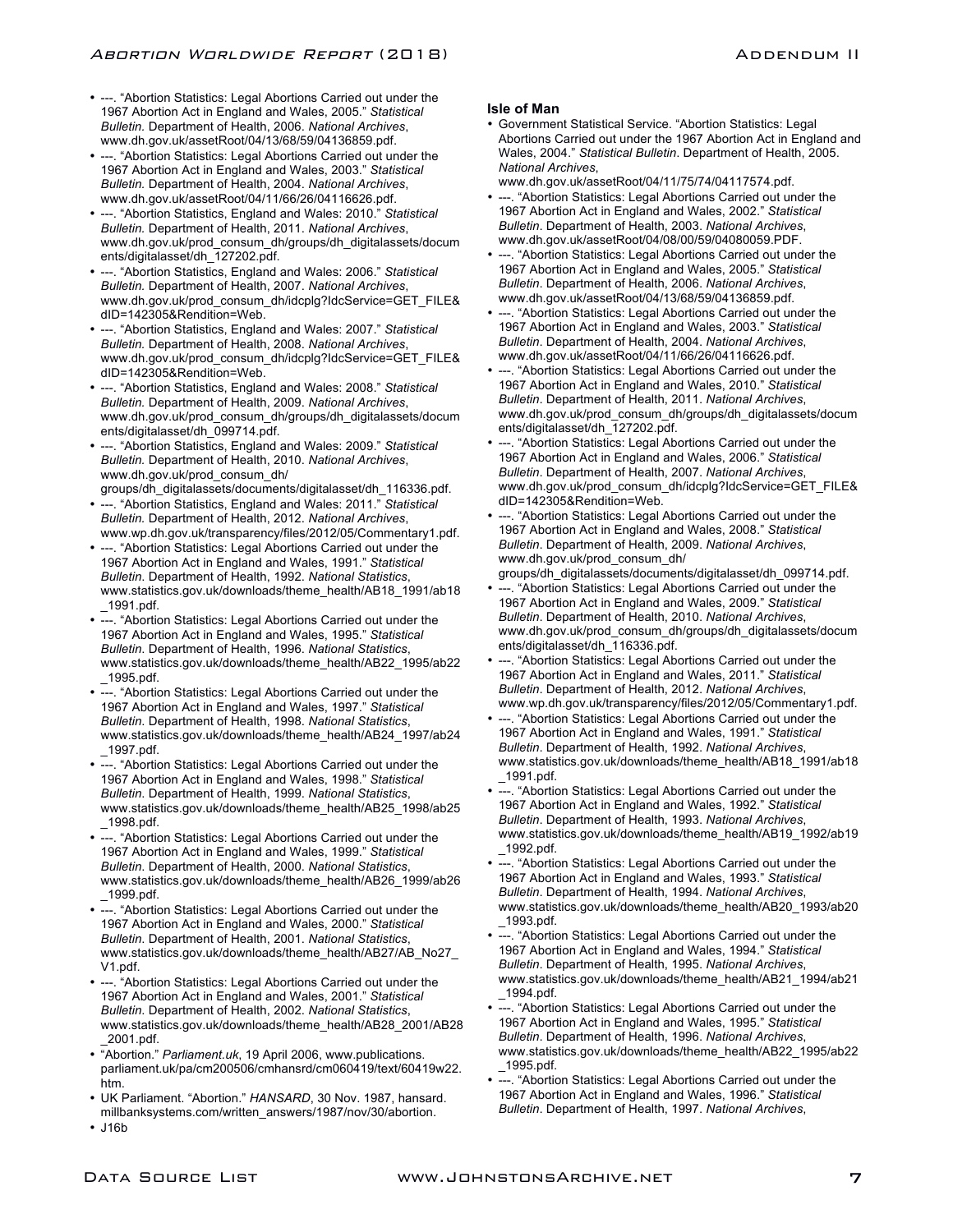- ---. "Abortion Statistics: Legal Abortions Carried out under the 1967 Abortion Act in England and Wales, 2005." *Statistical Bulletin*. Department of Health, 2006. *National Archives*, www.dh.gov.uk/assetRoot/04/13/68/59/04136859.pdf.
- ---. "Abortion Statistics: Legal Abortions Carried out under the 1967 Abortion Act in England and Wales, 2003." *Statistical Bulletin*. Department of Health, 2004. *National Archives*, www.dh.gov.uk/assetRoot/04/11/66/26/04116626.pdf.
- ---. "Abortion Statistics, England and Wales: 2010." *Statistical Bulletin*. Department of Health, 2011. *National Archives*, www.dh.gov.uk/prod_consum_dh/groups/dh_digitalassets/documents/digitalasset/dh_127202.pdf.
- ---. "Abortion Statistics, England and Wales: 2006." *Statistical Bulletin*. Department of Health, 2007. *National Archives*, www.dh.gov.uk/prod_consum_dh/idcplg?IdcService=GET_FILE&dID=142305&Rendition=Web.
- ---. "Abortion Statistics, England and Wales: 2007." *Statistical Bulletin*. Department of Health, 2008. *National Archives*, www.dh.gov.uk/prod_consum_dh/idcplg?IdcService=GET_FILE&dID=142305&Rendition=Web.
- ---. "Abortion Statistics, England and Wales: 2008." *Statistical Bulletin*. Department of Health, 2009. *National Archives*, www.dh.gov.uk/prod_consum_dh/groups/dh_digitalassets/documents/digitalasset/dh_099714.pdf.
- ---. "Abortion Statistics, England and Wales: 2009." *Statistical Bulletin*. Department of Health, 2010. *National Archives*, www.dh.gov.uk/prod_consum_dh/groups/dh_digitalassets/documents/digitalasset/dh_116336.pdf.
- ---. "Abortion Statistics, England and Wales: 2011." *Statistical Bulletin*. Department of Health, 2012. *National Archives*, www.wp.dh.gov.uk/transparency/files/2012/05/Commentary1.pdf.
- ---. "Abortion Statistics: Legal Abortions Carried out under the 1967 Abortion Act in England and Wales, 1991." *Statistical Bulletin*. Department of Health, 1992. *National Statistics*, www.statistics.gov.uk/downloads/theme_health/AB18_1991/ab18_1991.pdf.
- ---. "Abortion Statistics: Legal Abortions Carried out under the 1967 Abortion Act in England and Wales, 1995." *Statistical Bulletin*. Department of Health, 1996. *National Statistics*, www.statistics.gov.uk/downloads/theme_health/AB22_1995/ab22_1995.pdf.
- ---. "Abortion Statistics: Legal Abortions Carried out under the 1967 Abortion Act in England and Wales, 1997." *Statistical Bulletin*. Department of Health, 1998. *National Statistics*, www.statistics.gov.uk/downloads/theme_health/AB24_1997/ab24_1997.pdf.
- ---. "Abortion Statistics: Legal Abortions Carried out under the 1967 Abortion Act in England and Wales, 1998." *Statistical Bulletin*. Department of Health, 1999. *National Statistics*, www.statistics.gov.uk/downloads/theme_health/AB25_1998/ab25_1998.pdf.
- ---. "Abortion Statistics: Legal Abortions Carried out under the 1967 Abortion Act in England and Wales, 1999." *Statistical Bulletin*. Department of Health, 2000. *National Statistics*, www.statistics.gov.uk/downloads/theme_health/AB26_1999/ab26_1999.pdf.
- ---. "Abortion Statistics: Legal Abortions Carried out under the 1967 Abortion Act in England and Wales, 2000." *Statistical Bulletin*. Department of Health, 2001. *National Statistics*, www.statistics.gov.uk/downloads/theme_health/AB27/AB_No27_V1.pdf.
- ---. "Abortion Statistics: Legal Abortions Carried out under the 1967 Abortion Act in England and Wales, 2001." *Statistical Bulletin*. Department of Health, 2002. *National Statistics*, www.statistics.gov.uk/downloads/theme_health/AB28_2001/AB28_2001.pdf.
- "Abortion." *Parliament.uk*, 19 April 2006, www.publications.parliament.uk/pa/cm200506/cmhansrd/cm060419/text/60419w22.htm.
- UK Parliament. "Abortion." *HANSARD*, 30 Nov. 1987, hansard.millbanksystems.com/written_answers/1987/nov/30/abortion.
- J16b

**Isle of Man**

- Government Statistical Service. "Abortion Statistics: Legal Abortions Carried out under the 1967 Abortion Act in England and Wales, 2004." *Statistical Bulletin*. Department of Health, 2005. *National Archives*, www.dh.gov.uk/assetRoot/04/11/75/74/04117574.pdf.
- ---. "Abortion Statistics: Legal Abortions Carried out under the 1967 Abortion Act in England and Wales, 2002." *Statistical Bulletin*. Department of Health, 2003. *National Archives*, www.dh.gov.uk/assetRoot/04/08/00/59/04080059.PDF.
- ---. "Abortion Statistics: Legal Abortions Carried out under the 1967 Abortion Act in England and Wales, 2005." *Statistical Bulletin*. Department of Health, 2006. *National Archives*, www.dh.gov.uk/assetRoot/04/13/68/59/04136859.pdf.
- ---. "Abortion Statistics: Legal Abortions Carried out under the 1967 Abortion Act in England and Wales, 2003." *Statistical Bulletin*. Department of Health, 2004. *National Archives*, www.dh.gov.uk/assetRoot/04/11/66/26/04116626.pdf.
- ---. "Abortion Statistics: Legal Abortions Carried out under the 1967 Abortion Act in England and Wales, 2010." *Statistical Bulletin*. Department of Health, 2011. *National Archives*, www.dh.gov.uk/prod_consum_dh/groups/dh_digitalassets/documents/digitalasset/dh_127202.pdf.
- ---. "Abortion Statistics: Legal Abortions Carried out under the 1967 Abortion Act in England and Wales, 2006." *Statistical Bulletin*. Department of Health, 2007. *National Archives*, www.dh.gov.uk/prod_consum_dh/idcplg?IdcService=GET_FILE&dID=142305&Rendition=Web.
- ---. "Abortion Statistics: Legal Abortions Carried out under the 1967 Abortion Act in England and Wales, 2008." *Statistical Bulletin*. Department of Health, 2009. *National Archives*, www.dh.gov.uk/prod_consum_dh/groups/dh_digitalassets/documents/digitalasset/dh_099714.pdf.
- ---. "Abortion Statistics: Legal Abortions Carried out under the 1967 Abortion Act in England and Wales, 2009." *Statistical Bulletin*. Department of Health, 2010. *National Archives*, www.dh.gov.uk/prod_consum_dh/groups/dh_digitalassets/documents/digitalasset/dh_116336.pdf.
- ---. "Abortion Statistics: Legal Abortions Carried out under the 1967 Abortion Act in England and Wales, 2011." *Statistical Bulletin*. Department of Health, 2012. *National Archives*, www.wp.dh.gov.uk/transparency/files/2012/05/Commentary1.pdf.
- ---. "Abortion Statistics: Legal Abortions Carried out under the 1967 Abortion Act in England and Wales, 1991." *Statistical Bulletin*. Department of Health, 1992. *National Archives*, www.statistics.gov.uk/downloads/theme_health/AB18_1991/ab18_1991.pdf.
- ---. "Abortion Statistics: Legal Abortions Carried out under the 1967 Abortion Act in England and Wales, 1992." *Statistical Bulletin*. Department of Health, 1993. *National Archives*, www.statistics.gov.uk/downloads/theme_health/AB19_1992/ab19_1992.pdf.
- ---. "Abortion Statistics: Legal Abortions Carried out under the 1967 Abortion Act in England and Wales, 1993." *Statistical Bulletin*. Department of Health, 1994. *National Archives*, www.statistics.gov.uk/downloads/theme_health/AB20_1993/ab20_1993.pdf.
- ---. "Abortion Statistics: Legal Abortions Carried out under the 1967 Abortion Act in England and Wales, 1994." *Statistical Bulletin*. Department of Health, 1995. *National Archives*, www.statistics.gov.uk/downloads/theme_health/AB21_1994/ab21_1994.pdf.
- ---. "Abortion Statistics: Legal Abortions Carried out under the 1967 Abortion Act in England and Wales, 1995." *Statistical Bulletin*. Department of Health, 1996. *National Archives*, www.statistics.gov.uk/downloads/theme_health/AB22_1995/ab22_1995.pdf.
- ---. "Abortion Statistics: Legal Abortions Carried out under the 1967 Abortion Act in England and Wales, 1996." *Statistical Bulletin*. Department of Health, 1997. *National Archives*,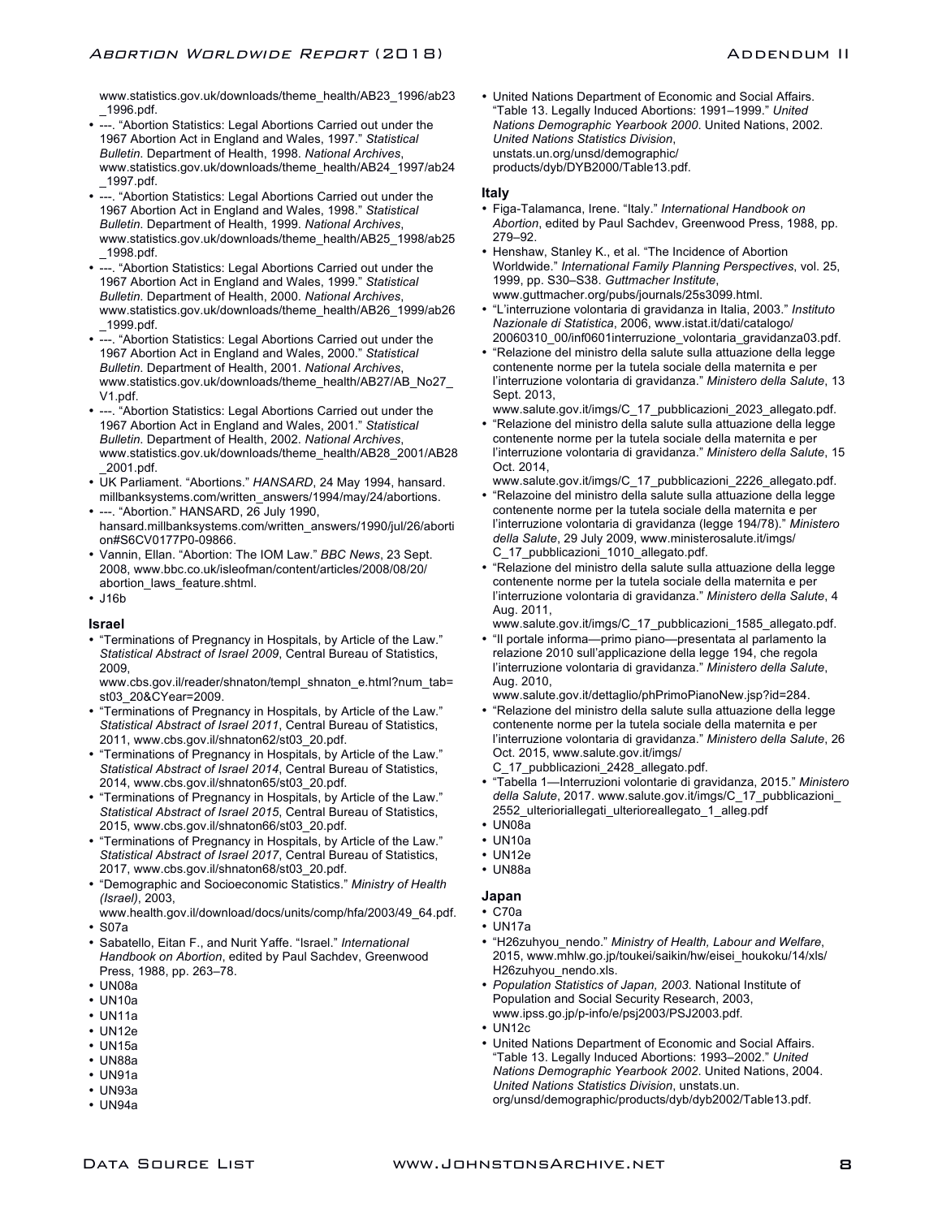www.statistics.gov.uk/downloads/theme_health/AB23_1996/ab23_1996.pdf.

- ---. "Abortion Statistics: Legal Abortions Carried out under the 1967 Abortion Act in England and Wales, 1997." *Statistical Bulletin*. Department of Health, 1998. *National Archives*, www.statistics.gov.uk/downloads/theme_health/AB24_1997/ab24_1997.pdf.
- ---. "Abortion Statistics: Legal Abortions Carried out under the 1967 Abortion Act in England and Wales, 1998." *Statistical Bulletin*. Department of Health, 1999. *National Archives*, www.statistics.gov.uk/downloads/theme_health/AB25_1998/ab25_1998.pdf.
- ---. "Abortion Statistics: Legal Abortions Carried out under the 1967 Abortion Act in England and Wales, 1999." *Statistical Bulletin*. Department of Health, 2000. *National Archives*, www.statistics.gov.uk/downloads/theme_health/AB26_1999/ab26_1999.pdf.
- ---. "Abortion Statistics: Legal Abortions Carried out under the 1967 Abortion Act in England and Wales, 2000." *Statistical Bulletin*. Department of Health, 2001. *National Archives*, www.statistics.gov.uk/downloads/theme_health/AB27/AB_No27_V1.pdf.
- ---. "Abortion Statistics: Legal Abortions Carried out under the 1967 Abortion Act in England and Wales, 2001." *Statistical Bulletin*. Department of Health, 2002. *National Archives*, www.statistics.gov.uk/downloads/theme_health/AB28_2001/AB28_2001.pdf.
- UK Parliament. "Abortions." *HANSARD*, 24 May 1994, hansard.millbanksystems.com/written_answers/1994/may/24/abortions.
- ---. "Abortion." HANSARD, 26 July 1990, hansard.millbanksystems.com/written_answers/1990/jul/26/abortion#S6CV0177P0-09866.
- Vannin, Ellan. "Abortion: The IOM Law." *BBC News*, 23 Sept. 2008, www.bbc.co.uk/isleofman/content/articles/2008/08/20/abortion_laws_feature.shtml.
- J16b

### Israel

- "Terminations of Pregnancy in Hospitals, by Article of the Law." *Statistical Abstract of Israel 2009*, Central Bureau of Statistics, 2009, www.cbs.gov.il/reader/shnaton/templ_shnaton_e.html?num_tab=st03_20&CYear=2009.
- "Terminations of Pregnancy in Hospitals, by Article of the Law." *Statistical Abstract of Israel 2011*, Central Bureau of Statistics, 2011, www.cbs.gov.il/shnaton62/st03_20.pdf.
- "Terminations of Pregnancy in Hospitals, by Article of the Law." *Statistical Abstract of Israel 2014*, Central Bureau of Statistics, 2014, www.cbs.gov.il/shnaton65/st03_20.pdf.
- "Terminations of Pregnancy in Hospitals, by Article of the Law." *Statistical Abstract of Israel 2015*, Central Bureau of Statistics, 2015, www.cbs.gov.il/shnaton66/st03_20.pdf.
- "Terminations of Pregnancy in Hospitals, by Article of the Law." *Statistical Abstract of Israel 2017*, Central Bureau of Statistics, 2017, www.cbs.gov.il/shnaton68/st03_20.pdf.
- "Demographic and Socioeconomic Statistics." *Ministry of Health (Israel)*, 2003, www.health.gov.il/download/docs/units/comp/hfa/2003/49_64.pdf.
- S07a
- Sabatello, Eitan F., and Nurit Yaffe. "Israel." *International Handbook on Abortion*, edited by Paul Sachdev, Greenwood Press, 1988, pp. 263–78.
- UN08a
- UN10a
- UN11a
- UN12e
- UN15a
- UN88a
- UN91a
- UN93a
- UN94a
- United Nations Department of Economic and Social Affairs. "Table 13. Legally Induced Abortions: 1991–1999." *United Nations Demographic Yearbook 2000*. United Nations, 2002. *United Nations Statistics Division*, unstats.un.org/unsd/demographic/products/dyb/DYB2000/Table13.pdf.

### Italy

- Figa-Talamanca, Irene. "Italy." *International Handbook on Abortion*, edited by Paul Sachdev, Greenwood Press, 1988, pp. 279–92.
- Henshaw, Stanley K., et al. "The Incidence of Abortion Worldwide." *International Family Planning Perspectives*, vol. 25, 1999, pp. S30–S38. *Guttmacher Institute*, www.guttmacher.org/pubs/journals/25s3099.html.
- "L'interruzione volontaria di gravidanza in Italia, 2003." *Instituto Nazionale di Statistica*, 2006, www.istat.it/dati/catalogo/20060310_00/inf0601interruzione_volontaria_gravidanza03.pdf.
- "Relazione del ministro della salute sulla attuazione della legge contenente norme per la tutela sociale della maternita e per l'interruzione volontaria di gravidanza." *Ministero della Salute*, 13 Sept. 2013, www.salute.gov.it/imgs/C_17_pubblicazioni_2023_allegato.pdf.
- "Relazione del ministro della salute sulla attuazione della legge contenente norme per la tutela sociale della maternita e per l'interruzione volontaria di gravidanza." *Ministero della Salute*, 15 Oct. 2014, www.salute.gov.it/imgs/C_17_pubblicazioni_2226_allegato.pdf.
- "Relazoine del ministro della salute sulla attuazione della legge contenente norme per la tutela sociale della maternita e per l'interruzione volontaria di gravidanza (legge 194/78)." *Ministero della Salute*, 29 July 2009, www.ministerosalute.it/imgs/C_17_pubblicazioni_1010_allegato.pdf.
- "Relazione del ministro della salute sulla attuazione della legge contenente norme per la tutela sociale della maternita e per l'interruzione volontaria di gravidanza." *Ministero della Salute*, 4 Aug. 2011, www.salute.gov.it/imgs/C_17_pubblicazioni_1585_allegato.pdf.
- "Il portale informa—primo piano—presentata al parlamento la relazione 2010 sull'applicazione della legge 194, che regola l'interruzione volontaria di gravidanza." *Ministero della Salute*, Aug. 2010, www.salute.gov.it/dettaglio/phPrimoPianoNew.jsp?id=284.
- "Relazione del ministro della salute sulla attuazione della legge contenente norme per la tutela sociale della maternita e per l'interruzione volontaria di gravidanza." *Ministero della Salute*, 26 Oct. 2015, www.salute.gov.it/imgs/C_17_pubblicazioni_2428_allegato.pdf.
- "Tabella 1—Interruzioni volontarie di gravidanza, 2015." *Ministero della Salute*, 2017. www.salute.gov.it/imgs/C_17_pubblicazioni_2552_ulterioriallegati_ulterioreallegato_1_alleg.pdf
- UN08a
- UN10a
- UN12e
- UN88a

### Japan

- C70a
- UN17a
- "H26zuhyou_nendo." *Ministry of Health, Labour and Welfare*, 2015, www.mhlw.go.jp/toukei/saikin/hw/eisei_houkoku/14/xls/H26zuhyou_nendo.xls.
- *Population Statistics of Japan, 2003*. National Institute of Population and Social Security Research, 2003, www.ipss.go.jp/p-info/e/psj2003/PSJ2003.pdf.
- UN12c
- United Nations Department of Economic and Social Affairs. "Table 13. Legally Induced Abortions: 1993–2002." *United Nations Demographic Yearbook 2002*. United Nations, 2004. *United Nations Statistics Division*, unstats.un.org/unsd/demographic/products/dyb/dyb2002/Table13.pdf.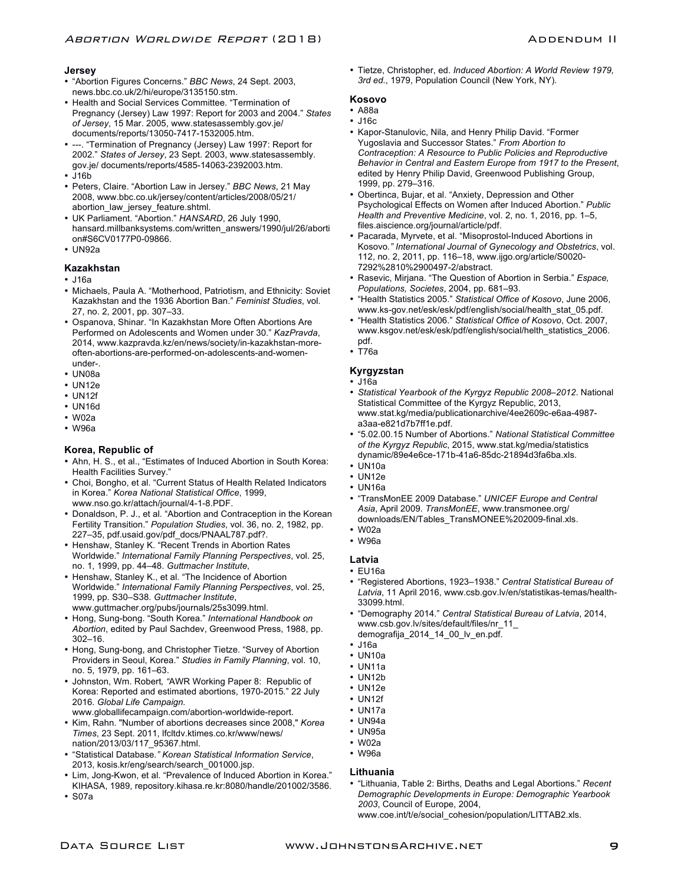### Jersey

- "Abortion Figures Concerns." *BBC News*, 24 Sept. 2003, news.bbc.co.uk/2/hi/europe/3135150.stm.
- Health and Social Services Committee. "Termination of Pregnancy (Jersey) Law 1997: Report for 2003 and 2004." *States of Jersey*, 15 Mar. 2005, www.statesassembly.gov.je/documents/reports/13050-7417-1532005.htm.
- ---. "Termination of Pregnancy (Jersey) Law 1997: Report for 2002." *States of Jersey*, 23 Sept. 2003, www.statesassembly.gov.je/ documents/reports/4585-14063-2392003.htm.
- J16b
- Peters, Claire. "Abortion Law in Jersey." *BBC News*, 21 May 2008, www.bbc.co.uk/jersey/content/articles/2008/05/21/abortion_law_jersey_feature.shtml.
- UK Parliament. "Abortion." *HANSARD*, 26 July 1990, hansard.millbanksystems.com/written_answers/1990/jul/26/abortion#S6CV0177P0-09866.
- UN92a

### Kazakhstan

- J16a
- Michaels, Paula A. "Motherhood, Patriotism, and Ethnicity: Soviet Kazakhstan and the 1936 Abortion Ban." *Feminist Studies*, vol. 27, no. 2, 2001, pp. 307–33.
- Ospanova, Shinar. "In Kazakhstan More Often Abortions Are Performed on Adolescents and Women under 30." *KazPravda*, 2014, www.kazpravda.kz/en/news/society/in-kazakhstan-more-often-abortions-are-performed-on-adolescents-and-women-under-.
- UN08a
- UN12e
- UN12f
- UN16d
- W02a
- W96a

### Korea, Republic of

- Ahn, H. S., et al., "Estimates of Induced Abortion in South Korea: Health Facilities Survey."
- Choi, Bongho, et al. "Current Status of Health Related Indicators in Korea." *Korea National Statistical Office*, 1999, www.nso.go.kr/attach/journal/4-1-8.PDF.
- Donaldson, P. J., et al. "Abortion and Contraception in the Korean Fertility Transition." *Population Studies*, vol. 36, no. 2, 1982, pp. 227–35, pdf.usaid.gov/pdf_docs/PNAAL787.pdf?.
- Henshaw, Stanley K. "Recent Trends in Abortion Rates Worldwide." *International Family Planning Perspectives*, vol. 25, no. 1, 1999, pp. 44–48. *Guttmacher Institute*,
- Henshaw, Stanley K., et al. "The Incidence of Abortion Worldwide." *International Family Planning Perspectives*, vol. 25, 1999, pp. S30–S38. *Guttmacher Institute*, www.guttmacher.org/pubs/journals/25s3099.html.
- Hong, Sung-bong. "South Korea." *International Handbook on Abortion*, edited by Paul Sachdev, Greenwood Press, 1988, pp. 302–16.
- Hong, Sung-bong, and Christopher Tietze. "Survey of Abortion Providers in Seoul, Korea." *Studies in Family Planning*, vol. 10, no. 5, 1979, pp. 161–63.
- Johnston, Wm. Robert*, "*AWR Working Paper 8: Republic of Korea: Reported and estimated abortions, 1970-2015." 22 July 2016. *Global Life Campaign.* www.globallifecampaign.com/abortion-worldwide-report.
- Kim, Rahn. "Number of abortions decreases since 2008," *Korea Times*, 23 Sept. 2011, lfcltdv.ktimes.co.kr/www/news/nation/2013/03/117_95367.html.
- "Statistical Database*." Korean Statistical Information Service*, 2013, kosis.kr/eng/search/search_001000.jsp.
- Lim, Jong-Kwon, et al. "Prevalence of Induced Abortion in Korea." KIHASA, 1989, repository.kihasa.re.kr:8080/handle/201002/3586.
- S07a
- Tietze, Christopher, ed. *Induced Abortion: A World Review 1979, 3rd ed.*, 1979, Population Council (New York, NY).

### Kosovo

- A88a
- J16c
- Kapor-Stanulovic, Nila, and Henry Philip David. "Former Yugoslavia and Successor States." *From Abortion to Contraception: A Resource to Public Policies and Reproductive Behavior in Central and Eastern Europe from 1917 to the Present*, edited by Henry Philip David, Greenwood Publishing Group, 1999, pp. 279–316.
- Obertinca, Bujar, et al. "Anxiety, Depression and Other Psychological Effects on Women after Induced Abortion." *Public Health and Preventive Medicine*, vol. 2, no. 1, 2016, pp. 1–5, files.aiscience.org/journal/article/pdf.
- Pacarada, Myrvete, et al. "Misoprostol-Induced Abortions in Kosovo*." International Journal of Gynecology and Obstetrics*, vol. 112, no. 2, 2011, pp. 116–18, www.ijgo.org/article/S0020-7292%2810%2900497-2/abstract.
- Rasevic, Mirjana. "The Question of Abortion in Serbia." *Espace, Populations, Societes*, 2004, pp. 681–93.
- "Health Statistics 2005." *Statistical Office of Kosovo*, June 2006, www.ks-gov.net/esk/esk/pdf/english/social/health_stat_05.pdf.
- "Health Statistics 2006." *Statistical Office of Kosovo*, Oct. 2007, www.ksgov.net/esk/esk/pdf/english/social/helth_statistics_2006.pdf.
- T76a

### Kyrgyzstan

- J16a
- *Statistical Yearbook of the Kyrgyz Republic 2008–2012*. National Statistical Committee of the Kyrgyz Republic, 2013, www.stat.kg/media/publicationarchive/4ee2609c-e6aa-4987-a3aa-e821d7b7ff1e.pdf.
- "5.02.00.15 Number of Abortions." *National Statistical Committee of the Kyrgyz Republic*, 2015, www.stat.kg/media/statistics dynamic/89e4e6ce-171b-41a6-85dc-21894d3fa6ba.xls.
- UN10a
- UN12e
- UN16a
- "TransMonEE 2009 Database." *UNICEF Europe and Central Asia*, April 2009. *TransMonEE*, www.transmonee.org/downloads/EN/Tables_TransMONEE%202009-final.xls.
- W02a
- W96a

### Latvia

- EU16a
- "Registered Abortions, 1923–1938." *Central Statistical Bureau of Latvia*, 11 April 2016, www.csb.gov.lv/en/statistikas-temas/health-33099.html.
- "Demography 2014." *Central Statistical Bureau of Latvia*, 2014, www.csb.gov.lv/sites/default/files/nr_11_demografija_2014_14_00_lv_en.pdf.
- J16a
- UN10a
- UN11a
- UN12b
- UN12e
- UN12f
- UN17a
- UN94a
- UN95a
- W02a
- W96a

### Lithuania

- "Lithuania, Table 2: Births, Deaths and Legal Abortions." *Recent Demographic Developments in Europe: Demographic Yearbook 2003*, Council of Europe, 2004, www.coe.int/t/e/social_cohesion/population/LITTAB2.xls.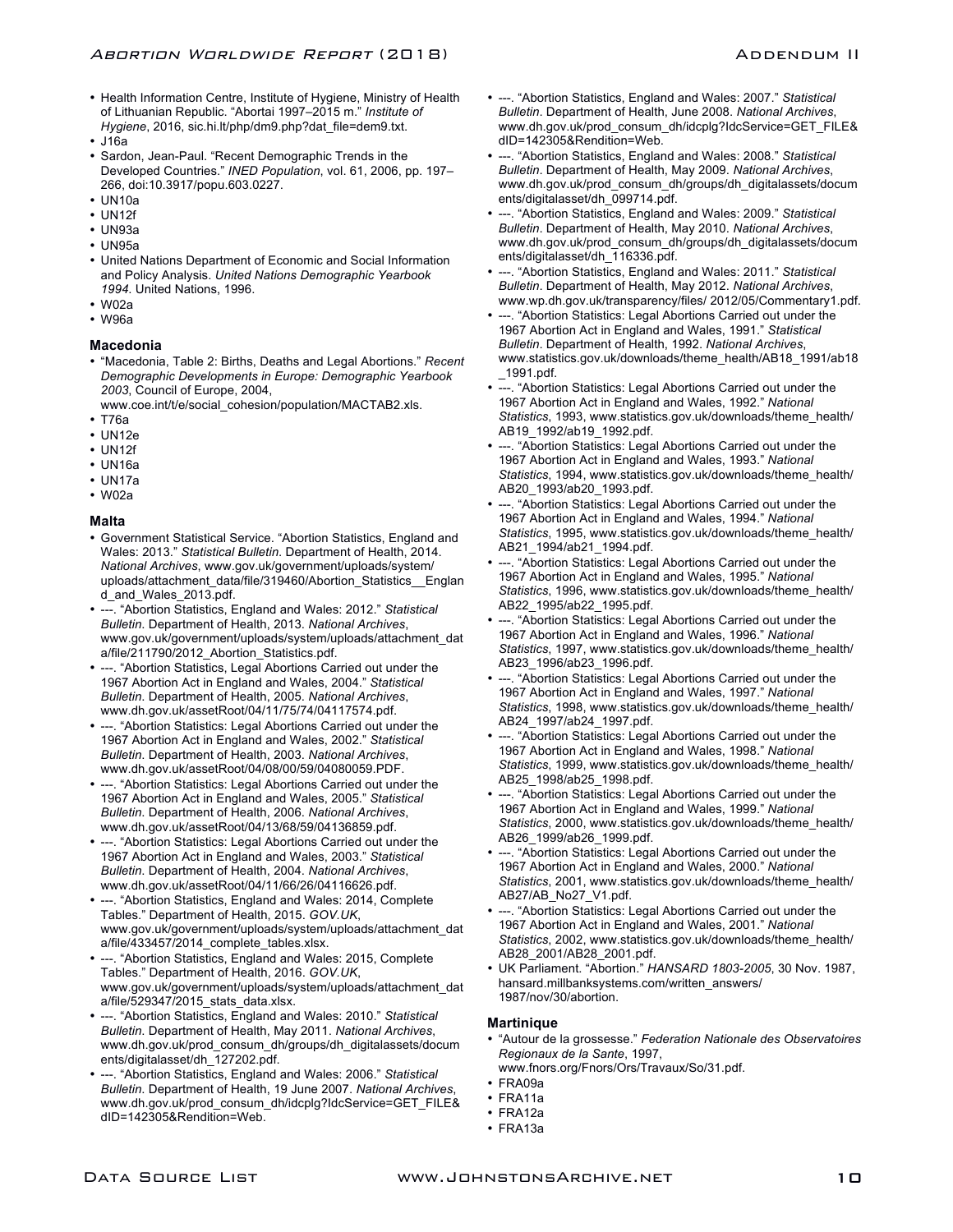- Health Information Centre, Institute of Hygiene, Ministry of Health of Lithuanian Republic. "Abortai 1997–2015 m." *Institute of Hygiene*, 2016, sic.hi.lt/php/dm9.php?dat_file=dem9.txt.
- J16a
- Sardon, Jean-Paul. "Recent Demographic Trends in the Developed Countries." *INED Population*, vol. 61, 2006, pp. 197–266, doi:10.3917/popu.603.0227.
- UN10a
- UN12f
- UN93a
- UN95a
- United Nations Department of Economic and Social Information and Policy Analysis. *United Nations Demographic Yearbook 1994*. United Nations, 1996.
- W02a
- W96a

### Macedonia

- "Macedonia, Table 2: Births, Deaths and Legal Abortions." *Recent Demographic Developments in Europe: Demographic Yearbook 2003*, Council of Europe, 2004, www.coe.int/t/e/social_cohesion/population/MACTAB2.xls.
- T76a
- UN12e
- UN12f
- UN16a
- UN17a
- W02a

### Malta

- Government Statistical Service. "Abortion Statistics, England and Wales: 2013." *Statistical Bulletin*. Department of Health, 2014. *National Archives*, www.gov.uk/government/uploads/system/uploads/attachment_data/file/319460/Abortion_Statistics__England_and_Wales_2013.pdf.
- ---. "Abortion Statistics, England and Wales: 2012." *Statistical Bulletin*. Department of Health, 2013. *National Archives*, www.gov.uk/government/uploads/system/uploads/attachment_data/file/211790/2012_Abortion_Statistics.pdf.
- ---. "Abortion Statistics, Legal Abortions Carried out under the 1967 Abortion Act in England and Wales, 2004." *Statistical Bulletin*. Department of Health, 2005. *National Archives*, www.dh.gov.uk/assetRoot/04/11/75/74/04117574.pdf.
- ---. "Abortion Statistics: Legal Abortions Carried out under the 1967 Abortion Act in England and Wales, 2002." *Statistical Bulletin*. Department of Health, 2003. *National Archives*, www.dh.gov.uk/assetRoot/04/08/00/59/04080059.PDF.
- ---. "Abortion Statistics: Legal Abortions Carried out under the 1967 Abortion Act in England and Wales, 2005." *Statistical Bulletin*. Department of Health, 2006. *National Archives*, www.dh.gov.uk/assetRoot/04/13/68/59/04136859.pdf.
- ---. "Abortion Statistics: Legal Abortions Carried out under the 1967 Abortion Act in England and Wales, 2003." *Statistical Bulletin*. Department of Health, 2004. *National Archives*, www.dh.gov.uk/assetRoot/04/11/66/26/04116626.pdf.
- ---. "Abortion Statistics, England and Wales: 2014, Complete Tables." Department of Health, 2015. *GOV.UK*, www.gov.uk/government/uploads/system/uploads/attachment_data/file/433457/2014_complete_tables.xlsx.
- ---. "Abortion Statistics, England and Wales: 2015, Complete Tables." Department of Health, 2016. *GOV.UK*, www.gov.uk/government/uploads/system/uploads/attachment_data/file/529347/2015_stats_data.xlsx.
- ---. "Abortion Statistics, England and Wales: 2010." *Statistical Bulletin*. Department of Health, May 2011. *National Archives*, www.dh.gov.uk/prod_consum_dh/groups/dh_digitalassets/documents/digitalasset/dh_127202.pdf.
- ---. "Abortion Statistics, England and Wales: 2006." *Statistical Bulletin*. Department of Health, 19 June 2007. *National Archives*, www.dh.gov.uk/prod_consum_dh/idcplg?IdcService=GET_FILE&dID=142305&Rendition=Web.
- ---. "Abortion Statistics, England and Wales: 2007." *Statistical Bulletin*. Department of Health, June 2008. *National Archives*, www.dh.gov.uk/prod_consum_dh/idcplg?IdcService=GET_FILE&dID=142305&Rendition=Web.
- ---. "Abortion Statistics, England and Wales: 2008." *Statistical Bulletin*. Department of Health, May 2009. *National Archives*, www.dh.gov.uk/prod_consum_dh/groups/dh_digitalassets/documents/digitalasset/dh_099714.pdf.
- ---. "Abortion Statistics, England and Wales: 2009." *Statistical Bulletin*. Department of Health, May 2010. *National Archives*, www.dh.gov.uk/prod_consum_dh/groups/dh_digitalassets/documents/digitalasset/dh_116336.pdf.
- ---. "Abortion Statistics, England and Wales: 2011." *Statistical Bulletin*. Department of Health, May 2012. *National Archives*, www.wp.dh.gov.uk/transparency/files/ 2012/05/Commentary1.pdf.
- ---. "Abortion Statistics: Legal Abortions Carried out under the 1967 Abortion Act in England and Wales, 1991." *Statistical Bulletin*. Department of Health, 1992. *National Archives*, www.statistics.gov.uk/downloads/theme_health/AB18_1991/ab18_1991.pdf.
- ---. "Abortion Statistics: Legal Abortions Carried out under the 1967 Abortion Act in England and Wales, 1992." *National Statistics*, 1993, www.statistics.gov.uk/downloads/theme_health/AB19_1992/ab19_1992.pdf.
- ---. "Abortion Statistics: Legal Abortions Carried out under the 1967 Abortion Act in England and Wales, 1993." *National Statistics*, 1994, www.statistics.gov.uk/downloads/theme_health/AB20_1993/ab20_1993.pdf.
- ---. "Abortion Statistics: Legal Abortions Carried out under the 1967 Abortion Act in England and Wales, 1994." *National Statistics*, 1995, www.statistics.gov.uk/downloads/theme_health/AB21_1994/ab21_1994.pdf.
- ---. "Abortion Statistics: Legal Abortions Carried out under the 1967 Abortion Act in England and Wales, 1995." *National Statistics*, 1996, www.statistics.gov.uk/downloads/theme_health/AB22_1995/ab22_1995.pdf.
- ---. "Abortion Statistics: Legal Abortions Carried out under the 1967 Abortion Act in England and Wales, 1996." *National Statistics*, 1997, www.statistics.gov.uk/downloads/theme_health/AB23_1996/ab23_1996.pdf.
- ---. "Abortion Statistics: Legal Abortions Carried out under the 1967 Abortion Act in England and Wales, 1997." *National Statistics*, 1998, www.statistics.gov.uk/downloads/theme_health/AB24_1997/ab24_1997.pdf.
- ---. "Abortion Statistics: Legal Abortions Carried out under the 1967 Abortion Act in England and Wales, 1998." *National Statistics*, 1999, www.statistics.gov.uk/downloads/theme_health/AB25_1998/ab25_1998.pdf.
- ---. "Abortion Statistics: Legal Abortions Carried out under the 1967 Abortion Act in England and Wales, 1999." *National Statistics*, 2000, www.statistics.gov.uk/downloads/theme_health/AB26_1999/ab26_1999.pdf.
- ---. "Abortion Statistics: Legal Abortions Carried out under the 1967 Abortion Act in England and Wales, 2000." *National Statistics*, 2001, www.statistics.gov.uk/downloads/theme_health/AB27/AB_No27_V1.pdf.
- ---. "Abortion Statistics: Legal Abortions Carried out under the 1967 Abortion Act in England and Wales, 2001." *National Statistics*, 2002, www.statistics.gov.uk/downloads/theme_health/AB28_2001/AB28_2001.pdf.
- UK Parliament. "Abortion." *HANSARD 1803-2005*, 30 Nov. 1987, hansard.millbanksystems.com/written_answers/1987/nov/30/abortion.

### Martinique

- "Autour de la grossesse." *Federation Nationale des Observatoires Regionaux de la Sante*, 1997, www.fnors.org/Fnors/Ors/Travaux/So/31.pdf.
- FRA09a
- FRA11a
- FRA12a
- FRA13a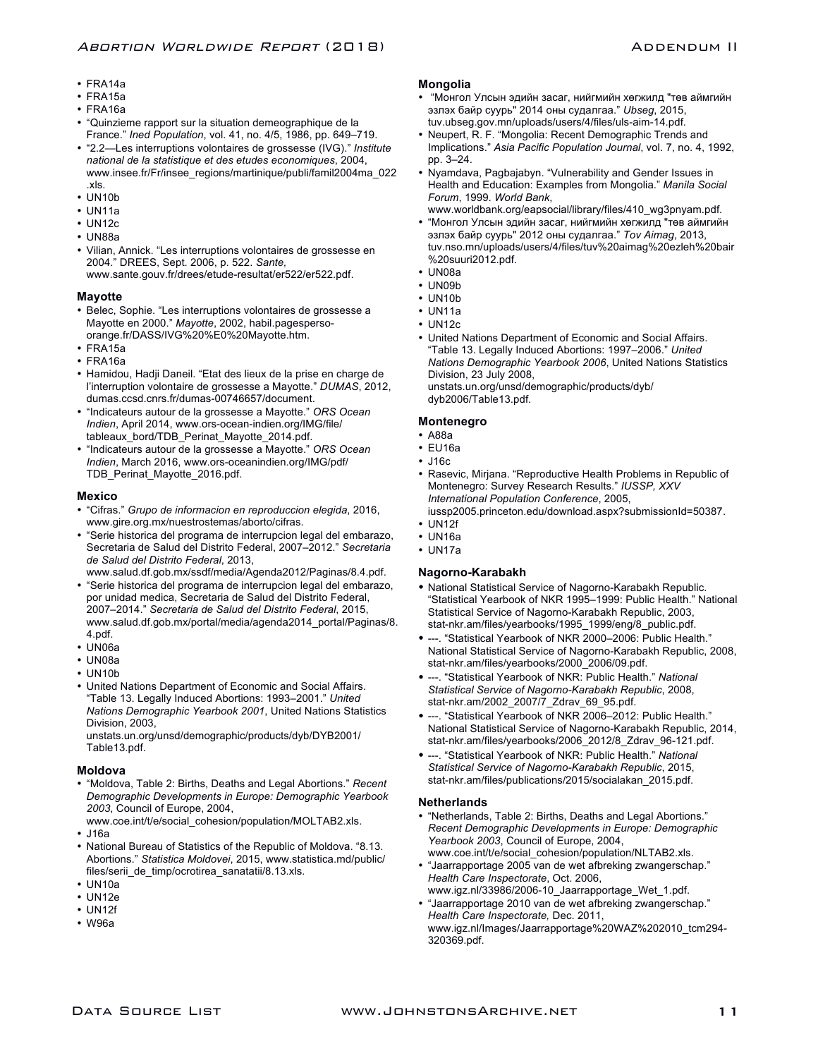- FRA14a
- FRA15a
- FRA16a
- "Quinzieme rapport sur la situation demeographique de la France." *Ined Population*, vol. 41, no. 4/5, 1986, pp. 649–719.
- "2.2—Les interruptions volontaires de grossesse (IVG)." *Institute national de la statistique et des etudes economiques*, 2004, www.insee.fr/Fr/insee_regions/martinique/publi/famil2004ma_022.xls.
- UN10b
- UN11a
- UN12c
- UN88a
- Vilian, Annick. "Les interruptions volontaires de grossesse en 2004." DREES, Sept. 2006, p. 522. *Sante,* www.sante.gouv.fr/drees/etude-resultat/er522/er522.pdf.

### Mayotte

- Belec, Sophie. "Les interruptions volontaires de grossesse a Mayotte en 2000." *Mayotte*, 2002, habil.pagesperso-orange.fr/DASS/IVG%20%E0%20Mayotte.htm.
- FRA15a
- FRA16a
- Hamidou, Hadji Daneil. "Etat des lieux de la prise en charge de l'interruption volontaire de grossesse a Mayotte." *DUMAS*, 2012, dumas.ccsd.cnrs.fr/dumas-00746657/document.
- "Indicateurs autour de la grossesse a Mayotte." *ORS Ocean Indien*, April 2014, www.ors-ocean-indien.org/IMG/file/tableaux_bord/TDB_Perinat_Mayotte_2014.pdf.
- "Indicateurs autour de la grossesse a Mayotte." *ORS Ocean Indien*, March 2016, www.ors-oceanindien.org/IMG/pdf/TDB_Perinat_Mayotte_2016.pdf.

### Mexico

- "Cifras." *Grupo de informacion en reproduccion elegida*, 2016, www.gire.org.mx/nuestrostemas/aborto/cifras.
- "Serie historica del programa de interrupcion legal del embarazo, Secretaria de Salud del Distrito Federal, 2007–2012." *Secretaria de Salud del Distrito Federal*, 2013, www.salud.df.gob.mx/ssdf/media/Agenda2012/Paginas/8.4.pdf.
- "Serie historica del programa de interrupcion legal del embarazo, por unidad medica, Secretaria de Salud del Distrito Federal, 2007–2014." *Secretaria de Salud del Distrito Federal*, 2015, www.salud.df.gob.mx/portal/media/agenda2014_portal/Paginas/8.4.pdf.
- UN06a
- UN08a
- UN10b
- United Nations Department of Economic and Social Affairs. "Table 13. Legally Induced Abortions: 1993–2001." *United Nations Demographic Yearbook 2001*, United Nations Statistics Division, 2003, unstats.un.org/unsd/demographic/products/dyb/DYB2001/Table13.pdf.

### Moldova

- "Moldova, Table 2: Births, Deaths and Legal Abortions." *Recent Demographic Developments in Europe: Demographic Yearbook 2003*, Council of Europe, 2004, www.coe.int/t/e/social_cohesion/population/MOLTAB2.xls.
- J16a
- National Bureau of Statistics of the Republic of Moldova. "8.13. Abortions." *Statistica Moldovei*, 2015, www.statistica.md/public/files/serii_de_timp/ocrotirea_sanatatii/8.13.xls.
- UN10a
- UN12e
- UN12f
- W96a

### Mongolia

- "Монгол Улсын эдийн засаг, нийгмийн хөгжилд "төв аймгийн эзлэх байр сууръ" 2014 оны судалгаа." *Ubseg*, 2015, tuv.ubseg.gov.mn/uploads/users/4/files/uls-aim-14.pdf.
- Neupert, R. F. "Mongolia: Recent Demographic Trends and Implications." *Asia Pacific Population Journal*, vol. 7, no. 4, 1992, pp. 3–24.
- Nyamdava, Pagbajabyn. "Vulnerability and Gender Issues in Health and Education: Examples from Mongolia." *Manila Social Forum*, 1999. *World Bank*, www.worldbank.org/eapsocial/library/files/410_wg3pnyam.pdf.
- "Монгол Улсын эдийн засаг, нийгмийн хөгжилд "төв аймгийн эзлэх байр сууръ" 2012 оны судалгаа." *Tov Aimag*, 2013, tuv.nso.mn/uploads/users/4/files/tuv%20aimag%20ezleh%20bair%20suuri2012.pdf.
- UN08a
- UN09b
- UN10b
- UN11a
- UN12c
- United Nations Department of Economic and Social Affairs. "Table 13. Legally Induced Abortions: 1997–2006." *United Nations Demographic Yearbook 2006*, United Nations Statistics Division, 23 July 2008, unstats.un.org/unsd/demographic/products/dyb/dyb2006/Table13.pdf.

### Montenegro

- A88a
- EU16a
- J16c
- Rasevic, Mirjana. "Reproductive Health Problems in Republic of Montenegro: Survey Research Results." *IUSSP, XXV International Population Conference*, 2005, iussp2005.princeton.edu/download.aspx?submissionId=50387.
- UN12f
- UN16a
- UN17a

### Nagorno-Karabakh

- National Statistical Service of Nagorno-Karabakh Republic. "Statistical Yearbook of NKR 1995–1999: Public Health." National Statistical Service of Nagorno-Karabakh Republic, 2003, stat-nkr.am/files/yearbooks/1995_1999/eng/8_public.pdf.
- ---. "Statistical Yearbook of NKR 2000–2006: Public Health." National Statistical Service of Nagorno-Karabakh Republic, 2008, stat-nkr.am/files/yearbooks/2000_2006/09.pdf.
- ---. "Statistical Yearbook of NKR: Public Health." *National Statistical Service of Nagorno-Karabakh Republic*, 2008, stat-nkr.am/2002_2007/7_Zdrav_69_95.pdf.
- ---. "Statistical Yearbook of NKR 2006–2012: Public Health." National Statistical Service of Nagorno-Karabakh Republic, 2014, stat-nkr.am/files/yearbooks/2006_2012/8_Zdrav_96-121.pdf.
- ---. "Statistical Yearbook of NKR: Public Health." *National Statistical Service of Nagorno-Karabakh Republic*, 2015, stat-nkr.am/files/publications/2015/socialakan_2015.pdf.

### Netherlands

- "Netherlands, Table 2: Births, Deaths and Legal Abortions." *Recent Demographic Developments in Europe: Demographic Yearbook 2003*, Council of Europe, 2004, www.coe.int/t/e/social_cohesion/population/NLTAB2.xls.
- "Jaarrapportage 2005 van de wet afbreking zwangerschap." *Health Care Inspectorate*, Oct. 2006, www.igz.nl/33986/2006-10_Jaarrapportage_Wet_1.pdf.
- "Jaarrapportage 2010 van de wet afbreking zwangerschap." *Health Care Inspectorate,* Dec. 2011, www.igz.nl/Images/Jaarrapportage%20WAZ%202010_tcm294-320369.pdf.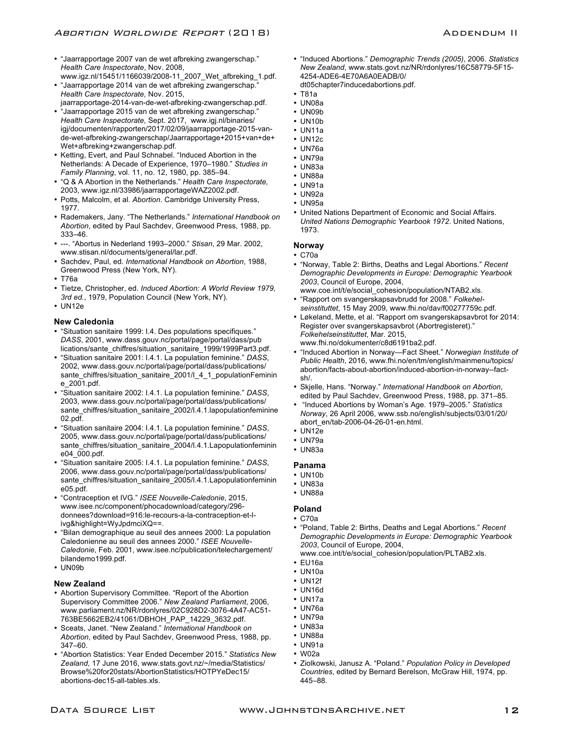- "Jaarrapportage 2007 van de wet afbreking zwangerschap." *Health Care Inspectorate*, Nov. 2008, www.igz.nl/15451/1166039/2008-11_2007_Wet_afbreking_1.pdf.
- "Jaarrapportage 2014 van de wet afbreking zwangerschap." *Health Care Inspectorate,* Nov. 2015, jaarrapportage-2014-van-de-wet-afbreking-zwangerschap.pdf.
- "Jaarrapportage 2015 van de wet afbreking zwangerschap." *Health Care Inspectorate,* Sept. 2017, www.igj.nl/binaries/igj/documenten/rapporten/2017/02/09/jaarrapportage-2015-van-de-wet-afbreking-zwangerschap/Jaarrapportage+2015+van+de+Wet+afbreking+zwangerschap.pdf.
- Ketting, Evert, and Paul Schnabel. "Induced Abortion in the Netherlands: A Decade of Experience, 1970–1980." *Studies in Family Planning*, vol. 11, no. 12, 1980, pp. 385–94.
- "Q & A Abortion in the Netherlands." *Health Care Inspectorate,* 2003, www.igz.nl/33986/jaarrapportageWAZ2002.pdf.
- Potts, Malcolm, et al. *Abortion*. Cambridge University Press, 1977.
- Rademakers, Jany. "The Netherlands." *International Handbook on Abortion*, edited by Paul Sachdev, Greenwood Press, 1988, pp. 333–46.
- ---. "Abortus in Nederland 1993–2000." *Stisan*, 29 Mar. 2002, www.stisan.nl/documents/general/lar.pdf.
- Sachdev, Paul, ed. *International Handbook on Abortion*, 1988, Greenwood Press (New York, NY).
- T76a
- Tietze, Christopher, ed. *Induced Abortion: A World Review 1979, 3rd ed.*, 1979, Population Council (New York, NY).
- UN12e

#### New Caledonia

- "Situation sanitaire 1999: I.4. Des populations specifiques." *DASS*, 2001, www.dass.gouv.nc/portal/page/portal/dass/publications/sante_chiffres/situation_sanitaire_1999/1999Part3.pdf.
- "Situation sanitaire 2001: I.4.1. La population feminine." *DASS*, 2002, www.dass.gouv.nc/portal/page/portal/dass/publications/sante_chiffres/situation_sanitaire_2001/I_4_1_populationFeminine_2001.pdf.
- "Situation sanitaire 2002: I.4.1. La population feminine." *DASS*, 2003, www.dass.gouv.nc/portal/page/portal/dass/publications/sante_chiffres/situation_sanitaire_2002/I.4.1.lapopulationfeminine02.pdf.
- "Situation sanitaire 2004: I.4.1. La population feminine." *DASS*, 2005, www.dass.gouv.nc/portal/page/portal/dass/publications/sante_chiffres/situation_sanitaire_2004/I.4.1.Lapopulationfeminine04_000.pdf.
- "Situation sanitaire 2005: I.4.1. La population feminine." *DASS*, 2006, www.dass.gouv.nc/portal/page/portal/dass/publications/sante_chiffres/situation_sanitaire_2005/I.4.1.Lapopulationfeminine05.pdf.
- "Contraception et IVG." *ISEE Nouvelle-Caledonie*, 2015, www.isee.nc/component/phocadownload/category/296-donnees?download=916:le-recours-a-la-contraception-et-l-ivg&highlight=WyJpdmciXQ==.
- "Bilan demographique au seuil des annees 2000: La population Caledonienne au seuil des annees 2000." *ISEE Nouvelle-Caledonie*, Feb. 2001, www.isee.nc/publication/telechargement/bilandemo1999.pdf.
- UN09b

#### New Zealand

- Abortion Supervisory Committee. "Report of the Abortion Supervisory Committee 2006." *New Zealand Parliament*, 2006, www.parliament.nz/NR/rdonlyres/02C928D2-3076-4A47-AC51-763BE5662EB2/41061/DBHOH_PAP_14229_3632.pdf.
- Sceats, Janet. "New Zealand." *International Handbook on Abortion*, edited by Paul Sachdev, Greenwood Press, 1988, pp. 347–60.
- "Abortion Statistics: Year Ended December 2015." *Statistics New Zealand*, 17 June 2016, www.stats.govt.nz/~/media/Statistics/Browse%20for20stats/AbortionStatistics/HOTPYeDec15/abortions-dec15-all-tables.xls.
- "Induced Abortions." *Demographic Trends (2005)*, 2006. *Statistics New Zealand*, www.stats.govt.nz/NR/rdonlyres/16C58779-5F15-4254-ADE6-4E70A6A0EADB/0/dt05chapter7inducedabortions.pdf.
- T81a
- UN08a
- UN09b
- UN10b
- UN11a
- UN12c
- UN76a
- UN79a
- UN83a
- UN88a
- UN91a
- UN92a
- UN95a
- United Nations Department of Economic and Social Affairs. *United Nations Demographic Yearbook 1972*. United Nations, 1973.

#### Norway

- C70a
- "Norway, Table 2: Births, Deaths and Legal Abortions." *Recent Demographic Developments in Europe: Demographic Yearbook 2003*, Council of Europe, 2004, www.coe.int/t/e/social_cohesion/population/NTAB2.xls.
- "Rapport om svangerskapsavbrudd for 2008." *Folkehelseinstituttet*, 15 May 2009, www.fhi.no/dav/f00277759c.pdf.
- Løkeland, Mette, et al. "Rapport om svangerskapsavbrot for 2014: Register over svangerskapsavbrot (Abortregisteret)." *Folkehelseinstituttet*, Mar. 2015, www.fhi.no/dokumenter/c8d6191ba2.pdf.
- "Induced Abortion in Norway—Fact Sheet." *Norwegian Institute of Public Health*, 2016, www.fhi.no/en/tm/english/mainmenu/topics/abortion/facts-about-abortion/induced-abortion-in-norway--fact-sh/.
- Skjelle, Hans. "Norway." *International Handbook on Abortion*, edited by Paul Sachdev, Greenwood Press, 1988, pp. 371–85.
- "Induced Abortions by Woman's Age. 1979–2005." *Statistics Norway*, 26 April 2006, www.ssb.no/english/subjects/03/01/20/abort_en/tab-2006-04-26-01-en.html.
- UN12e
- UN79a
- UN83a

#### Panama

- UN10b
- UN83a
- UN88a

#### Poland

- C70a
- "Poland, Table 2: Births, Deaths and Legal Abortions." *Recent Demographic Developments in Europe: Demographic Yearbook 2003*, Council of Europe, 2004, www.coe.int/t/e/social_cohesion/population/PLTAB2.xls.
- EU16a
- UN10a
- UN12f
- UN16d
- UN17a
- UN76a
- UN79a
- UN83a
- UN88a
- UN91a
- W02a
- Ziolkowski, Janusz A. "Poland." *Population Policy in Developed Countries*, edited by Bernard Berelson, McGraw Hill, 1974, pp. 445–88.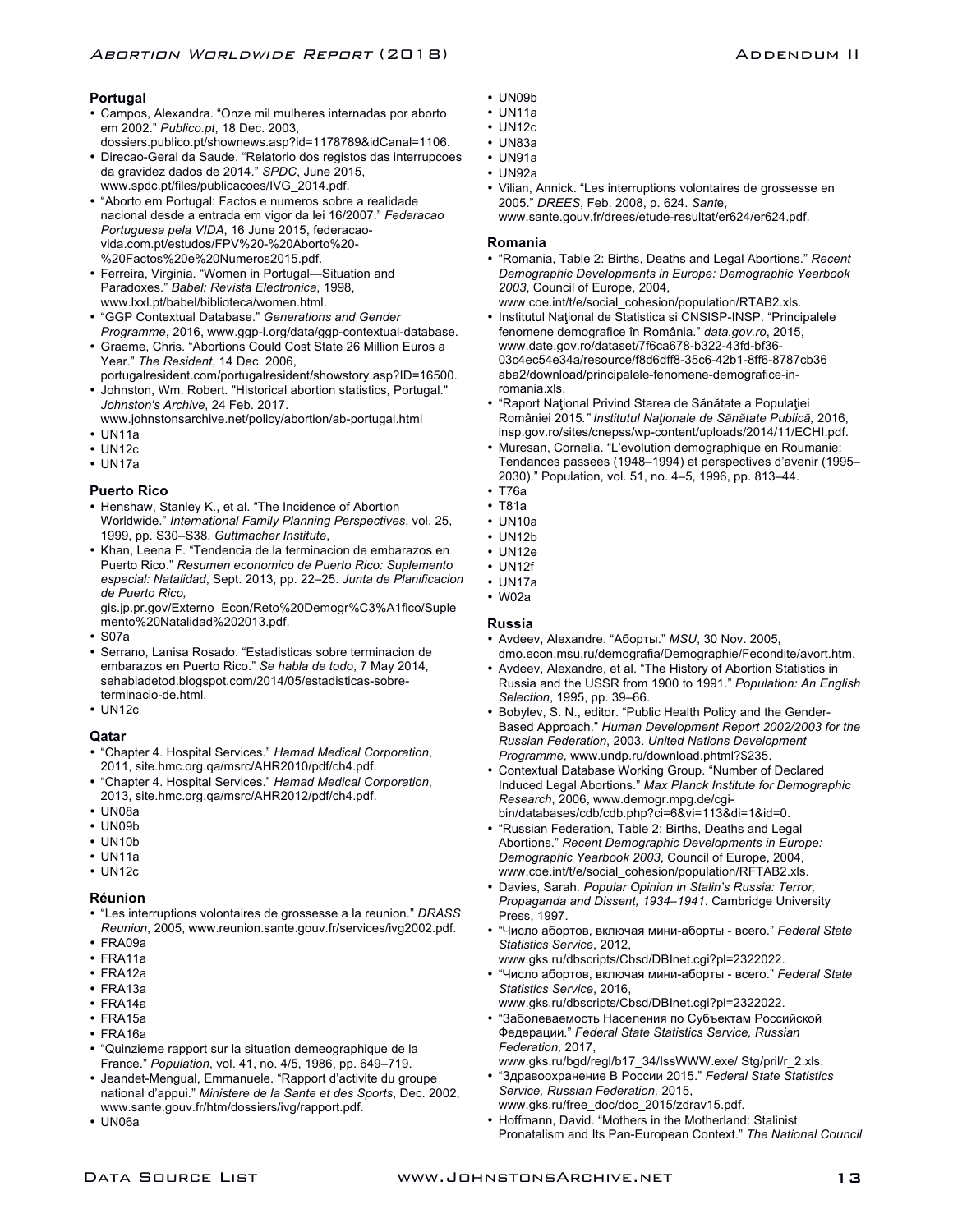### Portugal

- Campos, Alexandra. "Onze mil mulheres internadas por aborto em 2002." *Publico.pt*, 18 Dec. 2003, dossiers.publico.pt/shownews.asp?id=1178789&idCanal=1106.
- Direcao-Geral da Saude. "Relatorio dos registos das interrupcoes da gravidez dados de 2014." *SPDC*, June 2015, www.spdc.pt/files/publicacoes/IVG_2014.pdf.
- "Aborto em Portugal: Factos e numeros sobre a realidade nacional desde a entrada em vigor da lei 16/2007." *Federacao Portuguesa pela VIDA*, 16 June 2015, federacao-vida.com.pt/estudos/FPV%20-%20Aborto%20-%20Factos%20e%20Numeros2015.pdf.
- Ferreira, Virginia. "Women in Portugal—Situation and Paradoxes." *Babel: Revista Electronica*, 1998, www.lxxl.pt/babel/biblioteca/women.html.
- "GGP Contextual Database." *Generations and Gender Programme*, 2016, www.ggp-i.org/data/ggp-contextual-database.
- Graeme, Chris. "Abortions Could Cost State 26 Million Euros a Year." *The Resident*, 14 Dec. 2006, portugalresident.com/portugalresident/showstory.asp?ID=16500.
- Johnston, Wm. Robert. "Historical abortion statistics, Portugal." *Johnston's Archive*, 24 Feb. 2017. www.johnstonsarchive.net/policy/abortion/ab-portugal.html
- UN11a
- UN12c
- UN17a

### Puerto Rico

- Henshaw, Stanley K., et al. "The Incidence of Abortion Worldwide." *International Family Planning Perspectives*, vol. 25, 1999, pp. S30–S38. *Guttmacher Institute*,
- Khan, Leena F. "Tendencia de la terminacion de embarazos en Puerto Rico." *Resumen economico de Puerto Rico: Suplemento especial: Natalidad*, Sept. 2013, pp. 22–25. *Junta de Planificacion de Puerto Rico,* gis.jp.pr.gov/Externo_Econ/Reto%20Demogr%C3%A1fico/Suplemento%20Natalidad%202013.pdf.
- S07a
- Serrano, Lanisa Rosado. "Estadisticas sobre terminacion de embarazos en Puerto Rico." *Se habla de todo*, 7 May 2014, sehabladetod.blogspot.com/2014/05/estadisticas-sobre-terminacio-de.html.
- UN12c

### Qatar

- "Chapter 4. Hospital Services." *Hamad Medical Corporation*, 2011, site.hmc.org.qa/msrc/AHR2010/pdf/ch4.pdf.
- "Chapter 4. Hospital Services." *Hamad Medical Corporation*, 2013, site.hmc.org.qa/msrc/AHR2012/pdf/ch4.pdf.
- UN08a
- UN09b
- UN10b
- UN11a
- UN12c

### Réunion

- "Les interruptions volontaires de grossesse a la reunion." *DRASS Reunion*, 2005, www.reunion.sante.gouv.fr/services/ivg2002.pdf.
- FRA09a
- FRA11a
- FRA12a
- FRA13a
- FRA14a
- FRA15a
- FRA16a
- "Quinzieme rapport sur la situation demeographique de la France." *Population*, vol. 41, no. 4/5, 1986, pp. 649–719.
- Jeandet-Mengual, Emmanuele. "Rapport d'activite du groupe national d'appui." *Ministere de la Sante et des Sports*, Dec. 2002, www.sante.gouv.fr/htm/dossiers/ivg/rapport.pdf.
- UN06a
- UN09b
- UN11a
- UN12c
- UN83a
- UN91a
- UN92a
- Vilian, Annick. "Les interruptions volontaires de grossesse en 2005." *DREES*, Feb. 2008, p. 624. *Sante*, www.sante.gouv.fr/drees/etude-resultat/er624/er624.pdf.

### Romania

- "Romania, Table 2: Births, Deaths and Legal Abortions." *Recent Demographic Developments in Europe: Demographic Yearbook 2003*, Council of Europe, 2004, www.coe.int/t/e/social_cohesion/population/RTAB2.xls.
- Institutul Naţional de Statistica si CNSISP-INSP. "Principalele fenomene demografice în România." *data.gov.ro*, 2015, www.date.gov.ro/dataset/7f6ca678-b322-43fd-bf36-03c4ec54e34a/resource/f8d6dff8-35c6-42b1-8ff6-8787cb36aba2/download/principalele-fenomene-demografice-in-romania.xls.
- "Raport Naţional Privind Starea de Sănătate a Populaţiei României 2015." *Institutul Naţionale de Sănătate Publică*, 2016, insp.gov.ro/sites/cnepss/wp-content/uploads/2014/11/ECHI.pdf.
- Muresan, Cornelia. "L'evolution demographique en Roumanie: Tendances passees (1948–1994) et perspectives d'avenir (1995–2030)." Population, vol. 51, no. 4–5, 1996, pp. 813–44.
- T76a
- T81a
- UN10a
- UN12b
- UN12e
- UN12f
- UN17a
- W02a

### Russia

- Avdeev, Alexandre. "Аборты." *MSU*, 30 Nov. 2005, dmo.econ.msu.ru/demografia/Demographie/Fecondite/avort.htm.
- Avdeev, Alexandre, et al. "The History of Abortion Statistics in Russia and the USSR from 1900 to 1991." *Population: An English Selection*, 1995, pp. 39–66.
- Bobylev, S. N., editor. "Public Health Policy and the Gender-Based Approach." *Human Development Report 2002/2003 for the Russian Federation*, 2003. *United Nations Development Programme,* www.undp.ru/download.phtml?$235.
- Contextual Database Working Group. "Number of Declared Induced Legal Abortions." *Max Planck Institute for Demographic Research*, 2006, www.demogr.mpg.de/cgi-bin/databases/cdb/cdb.php?ci=6&vi=113&di=1&id=0.
- "Russian Federation, Table 2: Births, Deaths and Legal Abortions." *Recent Demographic Developments in Europe: Demographic Yearbook 2003*, Council of Europe, 2004, www.coe.int/t/e/social_cohesion/population/RFTAB2.xls.
- Davies, Sarah. *Popular Opinion in Stalin's Russia: Terror, Propaganda and Dissent, 1934–1941*. Cambridge University Press, 1997.
- "Число абортов, включая мини-аборты - всего." *Federal State Statistics Service*, 2012, www.gks.ru/dbscripts/Cbsd/DBInet.cgi?pl=2322022.
- "Число абортов, включая мини-аборты - всего." *Federal State Statistics Service*, 2016, www.gks.ru/dbscripts/Cbsd/DBInet.cgi?pl=2322022.
- "Заболеваемость Населения по Субъектам Российской Федерации." *Federal State Statistics Service, Russian Federation*, 2017, www.gks.ru/bgd/regl/b17_34/IssWWW.exe/ Stg/pril/r_2.xls.
- "Здравоохранение В России 2015." *Federal State Statistics Service, Russian Federation,* 2015, www.gks.ru/free_doc/doc_2015/zdrav15.pdf.
- Hoffmann, David. "Mothers in the Motherland: Stalinist Pronatalism and Its Pan-European Context." *The National Council*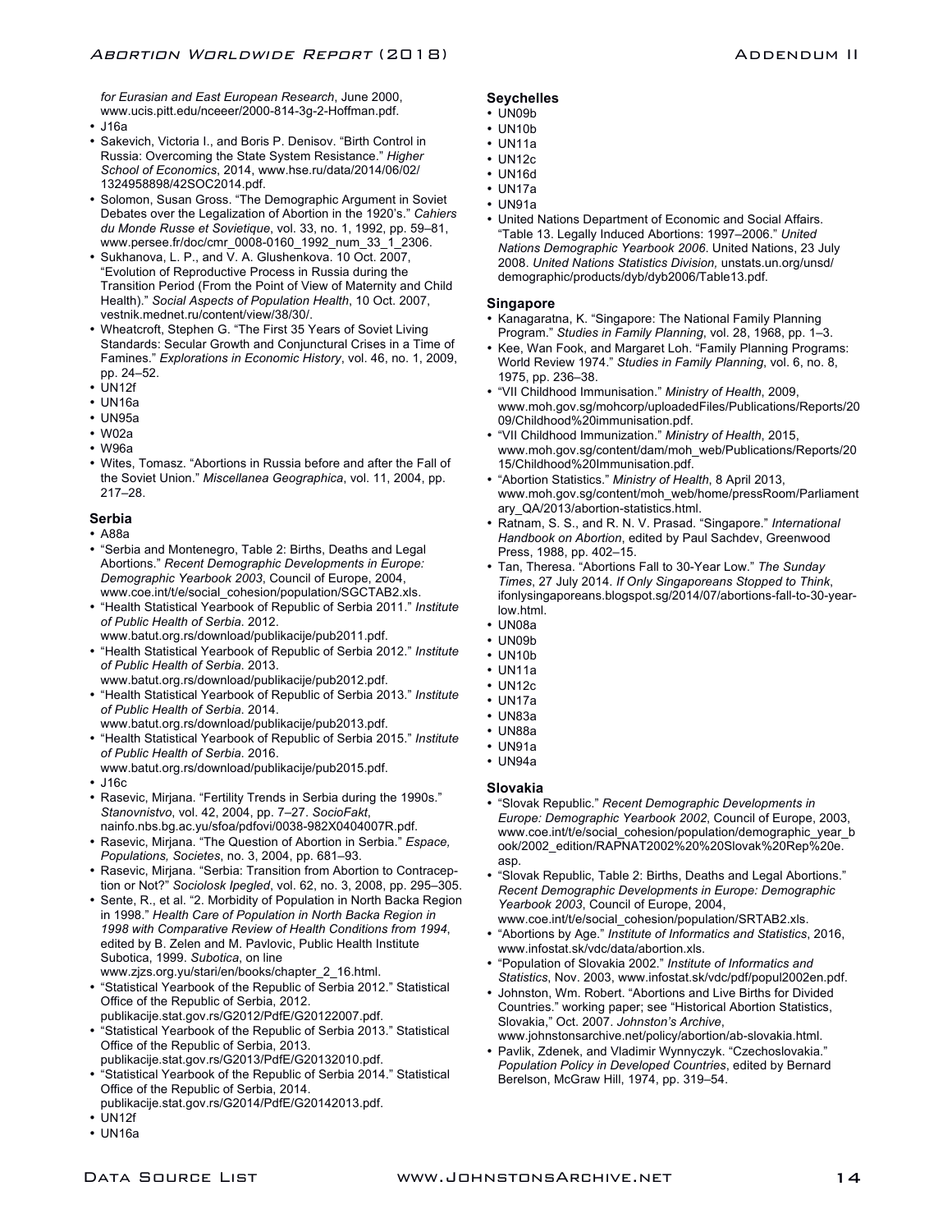*for Eurasian and East European Research*, June 2000, www.ucis.pitt.edu/nceeer/2000-814-3g-2-Hoffman.pdf.
- J16a
- Sakevich, Victoria I., and Boris P. Denisov. "Birth Control in Russia: Overcoming the State System Resistance." *Higher School of Economics*, 2014, www.hse.ru/data/2014/06/02/1324958898/42SOC2014.pdf.
- Solomon, Susan Gross. "The Demographic Argument in Soviet Debates over the Legalization of Abortion in the 1920's." *Cahiers du Monde Russe et Sovietique*, vol. 33, no. 1, 1992, pp. 59–81, www.persee.fr/doc/cmr_0008-0160_1992_num_33_1_2306.
- Sukhanova, L. P., and V. A. Glushenkova. 10 Oct. 2007, "Evolution of Reproductive Process in Russia during the Transition Period (From the Point of View of Maternity and Child Health)." *Social Aspects of Population Health*, 10 Oct. 2007, vestnik.mednet.ru/content/view/38/30/.
- Wheatcroft, Stephen G. "The First 35 Years of Soviet Living Standards: Secular Growth and Conjunctural Crises in a Time of Famines." *Explorations in Economic History*, vol. 46, no. 1, 2009, pp. 24–52.
- UN12f
- UN16a
- UN95a
- W02a
- W96a
- Wites, Tomasz. "Abortions in Russia before and after the Fall of the Soviet Union." *Miscellanea Geographica*, vol. 11, 2004, pp. 217–28.

### Serbia

- A88a
- "Serbia and Montenegro, Table 2: Births, Deaths and Legal Abortions." *Recent Demographic Developments in Europe: Demographic Yearbook 2003*, Council of Europe, 2004, www.coe.int/t/e/social_cohesion/population/SGCTAB2.xls.
- "Health Statistical Yearbook of Republic of Serbia 2011." *Institute of Public Health of Serbia*. 2012. www.batut.org.rs/download/publikacije/pub2011.pdf.
- "Health Statistical Yearbook of Republic of Serbia 2012." *Institute of Public Health of Serbia*. 2013. www.batut.org.rs/download/publikacije/pub2012.pdf.
- "Health Statistical Yearbook of Republic of Serbia 2013." *Institute of Public Health of Serbia*. 2014. www.batut.org.rs/download/publikacije/pub2013.pdf.
- "Health Statistical Yearbook of Republic of Serbia 2015." *Institute of Public Health of Serbia*. 2016. www.batut.org.rs/download/publikacije/pub2015.pdf.
- J16c
- Rasevic, Mirjana. "Fertility Trends in Serbia during the 1990s." *Stanovnistvo*, vol. 42, 2004, pp. 7–27. *SocioFakt*, nainfo.nbs.bg.ac.yu/sfoa/pdfovi/0038-982X0404007R.pdf.
- Rasevic, Mirjana. "The Question of Abortion in Serbia." *Espace, Populations, Societes*, no. 3, 2004, pp. 681–93.
- Rasevic, Mirjana. "Serbia: Transition from Abortion to Contraception or Not?" *Sociolosk Ipegled*, vol. 62, no. 3, 2008, pp. 295–305.
- Sente, R., et al. "2. Morbidity of Population in North Backa Region in 1998." *Health Care of Population in North Backa Region in 1998 with Comparative Review of Health Conditions from 1994*, edited by B. Zelen and M. Pavlovic, Public Health Institute Subotica, 1999. *Subotica*, on line www.zjzs.org.yu/stari/en/books/chapter_2_16.html.
- "Statistical Yearbook of the Republic of Serbia 2012." Statistical Office of the Republic of Serbia, 2012. publikacije.stat.gov.rs/G2012/PdfE/G20122007.pdf.
- "Statistical Yearbook of the Republic of Serbia 2013." Statistical Office of the Republic of Serbia, 2013. publikacije.stat.gov.rs/G2013/PdfE/G20132010.pdf.
- "Statistical Yearbook of the Republic of Serbia 2014." Statistical Office of the Republic of Serbia, 2014. publikacije.stat.gov.rs/G2014/PdfE/G20142013.pdf.
- UN12f
- UN16a

### Seychelles

- UN09b
- UN10b
- UN11a
- UN12c
- UN16d
- UN17a
- UN91a
- United Nations Department of Economic and Social Affairs. "Table 13. Legally Induced Abortions: 1997–2006." *United Nations Demographic Yearbook 2006*. United Nations, 23 July 2008. *United Nations Statistics Division*, unstats.un.org/unsd/demographic/products/dyb/dyb2006/Table13.pdf.

### Singapore

- Kanagaratna, K. "Singapore: The National Family Planning Program." *Studies in Family Planning*, vol. 28, 1968, pp. 1–3.
- Kee, Wan Fook, and Margaret Loh. "Family Planning Programs: World Review 1974." *Studies in Family Planning*, vol. 6, no. 8, 1975, pp. 236–38.
- "VII Childhood Immunisation." *Ministry of Health*, 2009, www.moh.gov.sg/mohcorp/uploadedFiles/Publications/Reports/2009/Childhood%20immunisation.pdf.
- "VII Childhood Immunization." *Ministry of Health*, 2015, www.moh.gov.sg/content/dam/moh_web/Publications/Reports/2015/Childhood%20Immunisation.pdf.
- "Abortion Statistics." *Ministry of Health*, 8 April 2013, www.moh.gov.sg/content/moh_web/home/pressRoom/Parliamentary_QA/2013/abortion-statistics.html.
- Ratnam, S. S., and R. N. V. Prasad. "Singapore." *International Handbook on Abortion*, edited by Paul Sachdev, Greenwood Press, 1988, pp. 402–15.
- Tan, Theresa. "Abortions Fall to 30-Year Low." *The Sunday Times*, 27 July 2014. *If Only Singaporeans Stopped to Think*, ifonlysingaporeans.blogspot.sg/2014/07/abortions-fall-to-30-year-low.html.
- UN08a
- UN09b
- UN10b
- UN11a
- UN12c
- UN17a
- UN83a
- UN88a
- UN91a
- UN94a

### Slovakia

- "Slovak Republic." *Recent Demographic Developments in Europe: Demographic Yearbook 2002*, Council of Europe, 2003, www.coe.int/t/e/social_cohesion/population/demographic_year_book/2002_edition/RAPNAT2002%20%20Slovak%20Rep%20e.asp.
- "Slovak Republic, Table 2: Births, Deaths and Legal Abortions." *Recent Demographic Developments in Europe: Demographic Yearbook 2003*, Council of Europe, 2004, www.coe.int/t/e/social_cohesion/population/SRTAB2.xls.
- "Abortions by Age." *Institute of Informatics and Statistics*, 2016, www.infostat.sk/vdc/data/abortion.xls.
- "Population of Slovakia 2002." *Institute of Informatics and Statistics*, Nov. 2003, www.infostat.sk/vdc/pdf/popul2002en.pdf.
- Johnston, Wm. Robert. "Abortions and Live Births for Divided Countries." working paper; see "Historical Abortion Statistics, Slovakia," Oct. 2007. *Johnston's Archive*, www.johnstonsarchive.net/policy/abortion/ab-slovakia.html.
- Pavlik, Zdenek, and Vladimir Wynnyczyk. "Czechoslovakia." *Population Policy in Developed Countries*, edited by Bernard Berelson, McGraw Hill, 1974, pp. 319–54.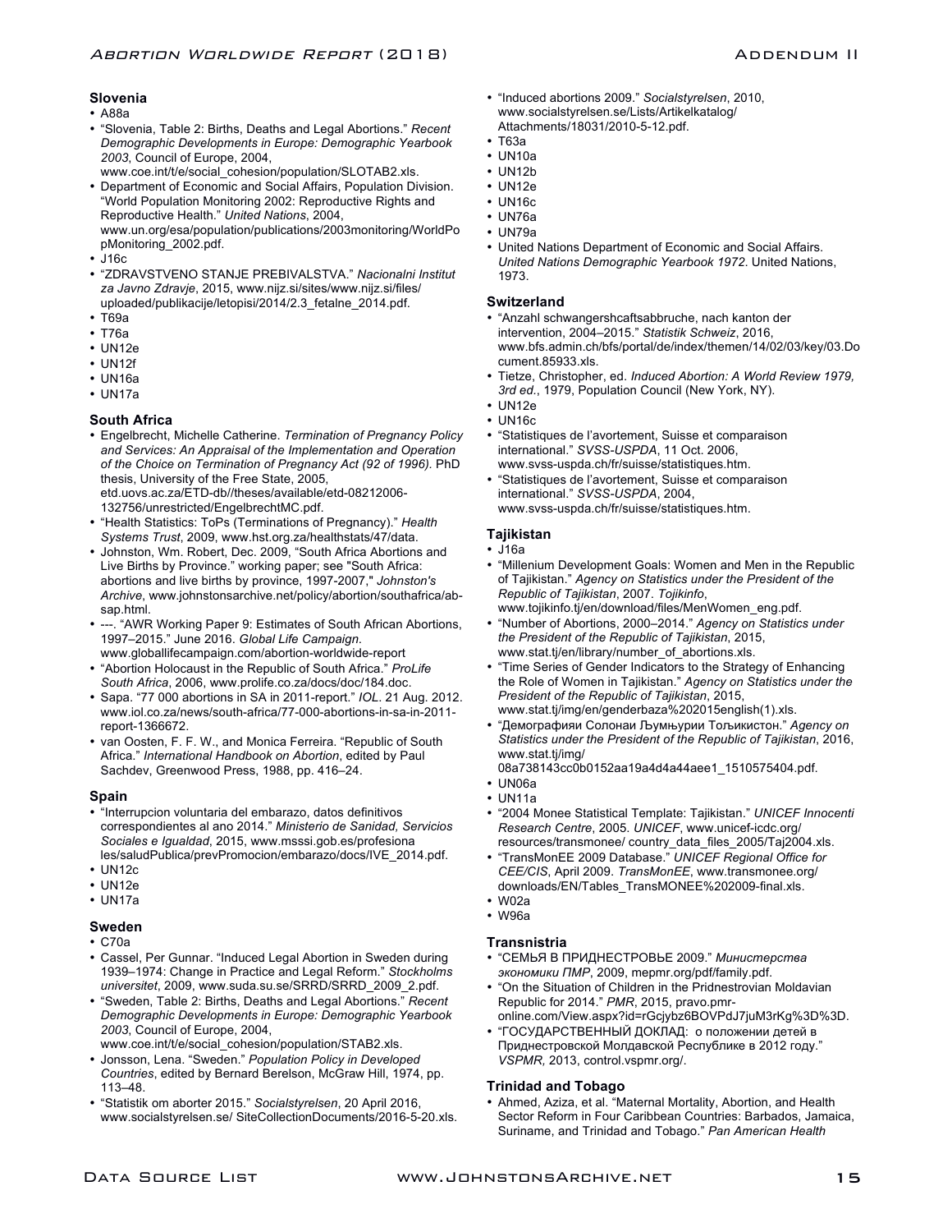## Slovenia

- A88a
- "Slovenia, Table 2: Births, Deaths and Legal Abortions." *Recent Demographic Developments in Europe: Demographic Yearbook 2003*, Council of Europe, 2004, www.coe.int/t/e/social_cohesion/population/SLOTAB2.xls.
- Department of Economic and Social Affairs, Population Division. "World Population Monitoring 2002: Reproductive Rights and Reproductive Health." *United Nations*, 2004, www.un.org/esa/population/publications/2003monitoring/WorldPopMonitoring_2002.pdf.
- J16c
- "ZDRAVSTVENO STANJE PREBIVALSTVA." *Nacionalni Institut za Javno Zdravje*, 2015, www.nijz.si/sites/www.nijz.si/files/uploaded/publikacije/letopisi/2014/2.3_fetalne_2014.pdf.
- T69a
- T76a
- UN12e
- UN12f
- UN16a
- UN17a

## South Africa

- Engelbrecht, Michelle Catherine. *Termination of Pregnancy Policy and Services: An Appraisal of the Implementation and Operation of the Choice on Termination of Pregnancy Act (92 of 1996).* PhD thesis, University of the Free State, 2005, etd.uovs.ac.za/ETD-db//theses/available/etd-08212006-132756/unrestricted/EngelbrechtMC.pdf.
- "Health Statistics: ToPs (Terminations of Pregnancy)." *Health Systems Trust*, 2009, www.hst.org.za/healthstats/47/data.
- Johnston, Wm. Robert, Dec. 2009, "South Africa Abortions and Live Births by Province." working paper; see "South Africa: abortions and live births by province, 1997-2007," *Johnston's Archive*, www.johnstonsarchive.net/policy/abortion/southafrica/ab-sap.html.
- ---. "AWR Working Paper 9: Estimates of South African Abortions, 1997–2015." June 2016. *Global Life Campaign*. www.globallifecampaign.com/abortion-worldwide-report
- "Abortion Holocaust in the Republic of South Africa." *ProLife South Africa*, 2006, www.prolife.co.za/docs/doc/184.doc.
- Sapa. "77 000 abortions in SA in 2011-report." *IOL*. 21 Aug. 2012. www.iol.co.za/news/south-africa/77-000-abortions-in-sa-in-2011-report-1366672.
- van Oosten, F. F. W., and Monica Ferreira. "Republic of South Africa." *International Handbook on Abortion*, edited by Paul Sachdev, Greenwood Press, 1988, pp. 416–24.

## Spain

- "Interrupcion voluntaria del embarazo, datos definitivos correspondientes al ano 2014." *Ministerio de Sanidad, Servicios Sociales e Igualdad*, 2015, www.msssi.gob.es/profesionales/saludPublica/prevPromocion/embarazo/docs/IVE_2014.pdf.
- UN12c
- UN12e
- UN17a

## Sweden

- C70a
- Cassel, Per Gunnar. "Induced Legal Abortion in Sweden during 1939–1974: Change in Practice and Legal Reform." *Stockholms universitet*, 2009, www.suda.su.se/SRRD/SRRD_2009_2.pdf.
- "Sweden, Table 2: Births, Deaths and Legal Abortions." *Recent Demographic Developments in Europe: Demographic Yearbook 2003*, Council of Europe, 2004, www.coe.int/t/e/social_cohesion/population/STAB2.xls.
- Jonsson, Lena. "Sweden." *Population Policy in Developed Countries*, edited by Bernard Berelson, McGraw Hill, 1974, pp. 113–48.
- "Statistik om aborter 2015." *Socialstyrelsen*, 20 April 2016, www.socialstyrelsen.se/ SiteCollectionDocuments/2016-5-20.xls.
- "Induced abortions 2009." *Socialstyrelsen*, 2010, www.socialstyrelsen.se/Lists/Artikelkatalog/Attachments/18031/2010-5-12.pdf.
- T63a
- UN10a
- UN12b
- UN12e
- UN16c
- UN76a
- UN79a
- United Nations Department of Economic and Social Affairs. *United Nations Demographic Yearbook 1972*. United Nations, 1973.

## Switzerland

- "Anzahl schwangershcaftsabbruche, nach kanton der intervention, 2004–2015." *Statistik Schweiz*, 2016, www.bfs.admin.ch/bfs/portal/de/index/themen/14/02/03/key/03.Document.85933.xls.
- Tietze, Christopher, ed. *Induced Abortion: A World Review 1979, 3rd ed.*, 1979, Population Council (New York, NY).
- UN12e
- UN16c
- "Statistiques de l'avortement, Suisse et comparaison international." *SVSS-USPDA*, 11 Oct. 2006, www.svss-uspda.ch/fr/suisse/statistiques.htm.
- "Statistiques de l'avortement, Suisse et comparaison international." *SVSS-USPDA*, 2004, www.svss-uspda.ch/fr/suisse/statistiques.htm.

## Tajikistan

- J16a
- "Millenium Development Goals: Women and Men in the Republic of Tajikistan." *Agency on Statistics under the President of the Republic of Tajikistan*, 2007. *Tojikinfo*, www.tojikinfo.tj/en/download/files/MenWomen_eng.pdf.
- "Number of Abortions, 2000–2014." *Agency on Statistics under the President of the Republic of Tajikistan*, 2015, www.stat.tj/en/library/number_of_abortions.xls.
- "Time Series of Gender Indicators to the Strategy of Enhancing the Role of Women in Tajikistan." *Agency on Statistics under the President of the Republic of Tajikistan*, 2015, www.stat.tj/img/en/genderbaza%202015english(1).xls.
- "Демографияи Солонаи Љумњурии Тољикистон." *Agency on Statistics under the President of the Republic of Tajikistan*, 2016, www.stat.tj/img/08a738143cc0b0152aa19a4d4a44aee1_1510575404.pdf.
- UN06a
- UN11a
- "2004 Monee Statistical Template: Tajikistan." *UNICEF Innocenti Research Centre*, 2005. *UNICEF*, www.unicef-icdc.org/resources/transmonee/ country_data_files_2005/Taj2004.xls.
- "TransMonEE 2009 Database." *UNICEF Regional Office for CEE/CIS*, April 2009. *TransMonEE*, www.transmonee.org/downloads/EN/Tables_TransMONEE%202009-final.xls.
- W02a
- W96a

## Transnistria

- "СЕМЬЯ В ПРИДНЕСТРОВЬЕ 2009." *Министерства экономики ПМР*, 2009, mepmr.org/pdf/family.pdf.
- "On the Situation of Children in the Pridnestrovian Moldavian Republic for 2014." *PMR*, 2015, pravo.pmr-online.com/View.aspx?id=rGcjybz6BOVPdJ7juM3rKg%3D%3D.
- "ГОСУДАРСТВЕННЫЙ ДОКЛАД: о положении детей в Приднестровской Молдавской Республике в 2012 году." *VSPMR,* 2013, control.vspmr.org/.

## Trinidad and Tobago

- Ahmed, Aziza, et al. "Maternal Mortality, Abortion, and Health Sector Reform in Four Caribbean Countries: Barbados, Jamaica, Suriname, and Trinidad and Tobago." *Pan American Health*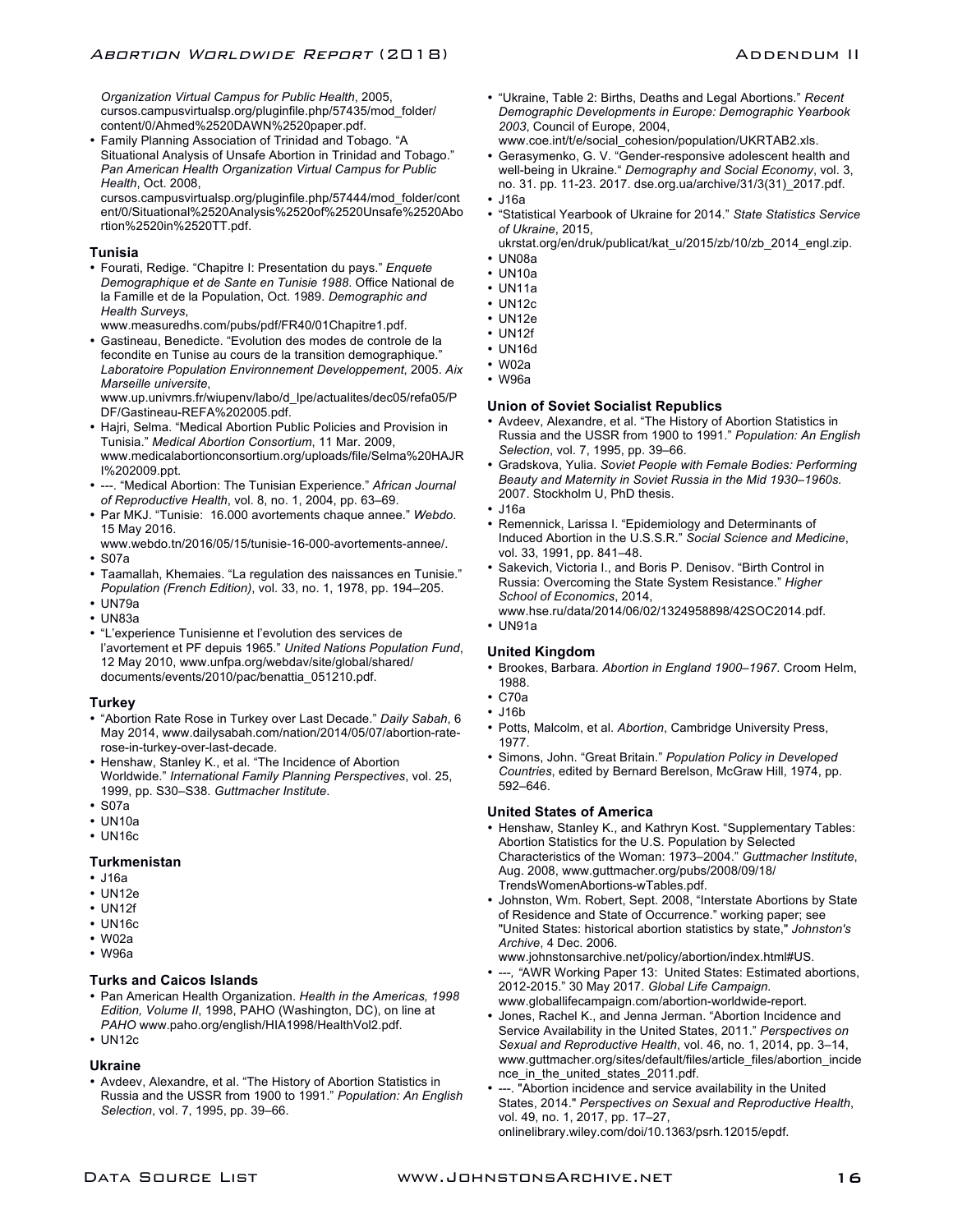*Organization Virtual Campus for Public Health*, 2005, cursos.campusvirtualsp.org/pluginfile.php/57435/mod_folder/content/0/Ahmed%2520DAWN%2520paper.pdf.

- Family Planning Association of Trinidad and Tobago. "A Situational Analysis of Unsafe Abortion in Trinidad and Tobago." *Pan American Health Organization Virtual Campus for Public Health*, Oct. 2008, cursos.campusvirtualsp.org/pluginfile.php/57444/mod_folder/content/0/Situational%2520Analysis%2520of%2520Unsafe%2520Abortion%2520in%2520TT.pdf.

### Tunisia

- Fourati, Redige. "Chapitre I: Presentation du pays." *Enquete Demographique et de Sante en Tunisie 1988*. Office National de la Famille et de la Population, Oct. 1989. *Demographic and Health Surveys*, www.measuredhs.com/pubs/pdf/FR40/01Chapitre1.pdf.
- Gastineau, Benedicte. "Evolution des modes de controle de la fecondite en Tunise au cours de la transition demographique." *Laboratoire Population Environnement Developpement*, 2005. *Aix Marseille universite*, www.up.univmrs.fr/wiupenv/labo/d_lpe/actualites/dec05/refa05/PDF/Gastineau-REFA%202005.pdf.
- Hajri, Selma. "Medical Abortion Public Policies and Provision in Tunisia." *Medical Abortion Consortium*, 11 Mar. 2009, www.medicalabortionconsortium.org/uploads/file/Selma%20HAJRI%202009.ppt.
- ---. "Medical Abortion: The Tunisian Experience." *African Journal of Reproductive Health*, vol. 8, no. 1, 2004, pp. 63–69.
- Par MKJ. "Tunisie: 16.000 avortements chaque annee." *Webdo*. 15 May 2016. www.webdo.tn/2016/05/15/tunisie-16-000-avortements-annee/.
- S07a
- Taamallah, Khemaies. "La regulation des naissances en Tunisie." *Population (French Edition)*, vol. 33, no. 1, 1978, pp. 194–205.
- UN79a
- UN83a
- "L'experience Tunisienne et l'evolution des services de l'avortement et PF depuis 1965." *United Nations Population Fund*, 12 May 2010, www.unfpa.org/webdav/site/global/shared/documents/events/2010/pac/benattia_051210.pdf.

### Turkey

- "Abortion Rate Rose in Turkey over Last Decade." *Daily Sabah*, 6 May 2014, www.dailysabah.com/nation/2014/05/07/abortion-rate-rose-in-turkey-over-last-decade.
- Henshaw, Stanley K., et al. "The Incidence of Abortion Worldwide." *International Family Planning Perspectives*, vol. 25, 1999, pp. S30–S38. *Guttmacher Institute*.
- S07a
- UN10a
- UN16c

### Turkmenistan

- J16a
- UN12e
- UN12f
- UN16c
- W02a
- W96a

### Turks and Caicos Islands

- Pan American Health Organization. *Health in the Americas, 1998 Edition, Volume II*, 1998, PAHO (Washington, DC), on line at *PAHO* www.paho.org/english/HIA1998/HealthVol2.pdf.
- UN12c

### Ukraine

- Avdeev, Alexandre, et al. "The History of Abortion Statistics in Russia and the USSR from 1900 to 1991." *Population: An English Selection*, vol. 7, 1995, pp. 39–66.
- "Ukraine, Table 2: Births, Deaths and Legal Abortions." *Recent Demographic Developments in Europe: Demographic Yearbook 2003*, Council of Europe, 2004, www.coe.int/t/e/social_cohesion/population/UKRTAB2.xls.
- Gerasymenko, G. V. "Gender-responsive adolescent health and well-being in Ukraine." *Demography and Social Economy*, vol. 3, no. 31. pp. 11-23. 2017. dse.org.ua/archive/31/3(31)_2017.pdf.
- J16a
- "Statistical Yearbook of Ukraine for 2014." *State Statistics Service of Ukraine*, 2015, ukrstat.org/en/druk/publicat/kat_u/2015/zb/10/zb_2014_engl.zip.
- UN08a
- UN10a
- UN11a
- UN12c
- UN12e
- UN12f
- UN16d
- W02a
- W96a

### Union of Soviet Socialist Republics

- Avdeev, Alexandre, et al. "The History of Abortion Statistics in Russia and the USSR from 1900 to 1991." *Population: An English Selection*, vol. 7, 1995, pp. 39–66.
- Gradskova, Yulia. *Soviet People with Female Bodies: Performing Beauty and Maternity in Soviet Russia in the Mid 1930–1960s.* 2007. Stockholm U, PhD thesis.
- J16a
- Remennick, Larissa I. "Epidemiology and Determinants of Induced Abortion in the U.S.S.R." *Social Science and Medicine*, vol. 33, 1991, pp. 841–48.
- Sakevich, Victoria I., and Boris P. Denisov. "Birth Control in Russia: Overcoming the State System Resistance." *Higher School of Economics*, 2014, www.hse.ru/data/2014/06/02/1324958898/42SOC2014.pdf.
- UN91a

### United Kingdom

- Brookes, Barbara. *Abortion in England 1900–1967*. Croom Helm, 1988.
- C70a
- J16b
- Potts, Malcolm, et al. *Abortion*, Cambridge University Press, 1977.
- Simons, John. "Great Britain." *Population Policy in Developed Countries*, edited by Bernard Berelson, McGraw Hill, 1974, pp. 592–646.

### United States of America

- Henshaw, Stanley K., and Kathryn Kost. "Supplementary Tables: Abortion Statistics for the U.S. Population by Selected Characteristics of the Woman: 1973–2004." *Guttmacher Institute*, Aug. 2008, www.guttmacher.org/pubs/2008/09/18/TrendsWomenAbortions-wTables.pdf.
- Johnston, Wm. Robert, Sept. 2008, "Interstate Abortions by State of Residence and State of Occurrence." working paper; see "United States: historical abortion statistics by state," *Johnston's Archive*, 4 Dec. 2006. www.johnstonsarchive.net/policy/abortion/index.html#US.
- ---, "AWR Working Paper 13: United States: Estimated abortions, 2012-2015." 30 May 2017. *Global Life Campaign.* www.globallifecampaign.com/abortion-worldwide-report.
- Jones, Rachel K., and Jenna Jerman. "Abortion Incidence and Service Availability in the United States, 2011." *Perspectives on Sexual and Reproductive Health*, vol. 46, no. 1, 2014, pp. 3–14, www.guttmacher.org/sites/default/files/article_files/abortion_incidence_in_the_united_states_2011.pdf.
- ---. "Abortion incidence and service availability in the United States, 2014." *Perspectives on Sexual and Reproductive Health*, vol. 49, no. 1, 2017, pp. 17–27, onlinelibrary.wiley.com/doi/10.1363/psrh.12015/epdf.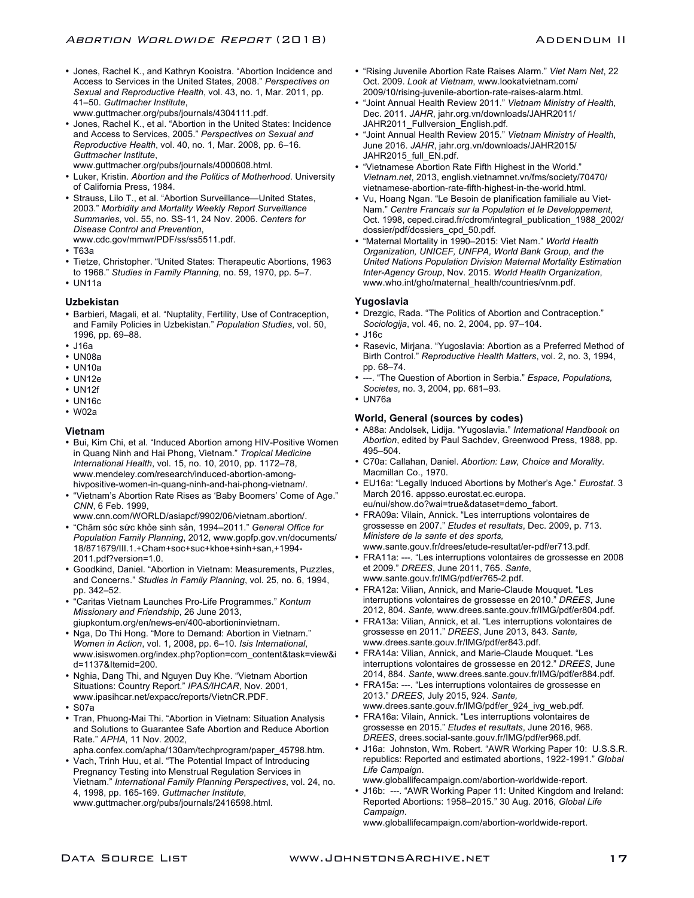- Jones, Rachel K., and Kathryn Kooistra. "Abortion Incidence and Access to Services in the United States, 2008." *Perspectives on Sexual and Reproductive Health*, vol. 43, no. 1, Mar. 2011, pp. 41–50. *Guttmacher Institute*, www.guttmacher.org/pubs/journals/4304111.pdf.
- Jones, Rachel K., et al. "Abortion in the United States: Incidence and Access to Services, 2005." *Perspectives on Sexual and Reproductive Health*, vol. 40, no. 1, Mar. 2008, pp. 6–16. *Guttmacher Institute*, www.guttmacher.org/pubs/journals/4000608.html.
- Luker, Kristin. *Abortion and the Politics of Motherhood.* University of California Press, 1984.
- Strauss, Lilo T., et al. "Abortion Surveillance—United States, 2003." *Morbidity and Mortality Weekly Report Surveillance Summaries*, vol. 55, no. SS-11, 24 Nov. 2006. *Centers for Disease Control and Prevention*, www.cdc.gov/mmwr/PDF/ss/ss5511.pdf.
- T63a
- Tietze, Christopher. "United States: Therapeutic Abortions, 1963 to 1968." *Studies in Family Planning*, no. 59, 1970, pp. 5–7.
- UN11a

### Uzbekistan

- Barbieri, Magali, et al. "Nuptality, Fertility, Use of Contraception, and Family Policies in Uzbekistan." *Population Studies*, vol. 50, 1996, pp. 69–88.
- J16a
- UN08a
- UN10a
- UN12e
- UN12f
- UN16c
- W02a

### Vietnam

- Bui, Kim Chi, et al. "Induced Abortion among HIV-Positive Women in Quang Ninh and Hai Phong, Vietnam." *Tropical Medicine International Health*, vol. 15, no. 10, 2010, pp. 1172–78, www.mendeley.com/research/induced-abortion-among-hivpositive-women-in-quang-ninh-and-hai-phong-vietnam/.
- "Vietnam's Abortion Rate Rises as 'Baby Boomers' Come of Age." *CNN*, 6 Feb. 1999, www.cnn.com/WORLD/asiapcf/9902/06/vietnam.abortion/.
- "Chăm sóc sức khỏe sinh sản, 1994–2011." *General Office for Population Family Planning*, 2012, www.gopfp.gov.vn/documents/18/871679/III.1.+Cham+soc+suc+khoe+sinh+san,+1994-2011.pdf?version=1.0.
- Goodkind, Daniel. "Abortion in Vietnam: Measurements, Puzzles, and Concerns." *Studies in Family Planning*, vol. 25, no. 6, 1994, pp. 342–52.
- "Caritas Vietnam Launches Pro-Life Programmes." *Kontum Missionary and Friendship*, 26 June 2013, giupkontum.org/en/news-en/400-abortioninvietnam.
- Nga, Do Thi Hong. "More to Demand: Abortion in Vietnam." *Women in Action*, vol. 1, 2008, pp. 6–10. *Isis International*, www.isiswomen.org/index.php?option=com_content&task=view&id=1137&Itemid=200.
- Nghia, Dang Thi, and Nguyen Duy Khe. "Vietnam Abortion Situations: Country Report." *IPAS/IHCAR*, Nov. 2001, www.ipasihcar.net/expacc/reports/VietnCR.PDF.
- S07a
- Tran, Phuong-Mai Thi. "Abortion in Vietnam: Situation Analysis and Solutions to Guarantee Safe Abortion and Reduce Abortion Rate." *APHA*, 11 Nov. 2002, apha.confex.com/apha/130am/techprogram/paper_45798.htm.
- Vach, Trinh Huu, et al. "The Potential Impact of Introducing Pregnancy Testing into Menstrual Regulation Services in Vietnam." *International Family Planning Perspectives*, vol. 24, no. 4, 1998, pp. 165-169. *Guttmacher Institute*, www.guttmacher.org/pubs/journals/2416598.html.
- "Rising Juvenile Abortion Rate Raises Alarm." *Viet Nam Net*, 22 Oct. 2009. *Look at Vietnam*, www.lookatvietnam.com/2009/10/rising-juvenile-abortion-rate-raises-alarm.html.
- "Joint Annual Health Review 2011." *Vietnam Ministry of Health*, Dec. 2011. *JAHR*, jahr.org.vn/downloads/JAHR2011/JAHR2011_Fullversion_English.pdf.
- "Joint Annual Health Review 2015." *Vietnam Ministry of Health*, June 2016. *JAHR*, jahr.org.vn/downloads/JAHR2015/JAHR2015_full_EN.pdf.
- "Vietnamese Abortion Rate Fifth Highest in the World." *Vietnam.net*, 2013, english.vietnamnet.vn/fms/society/70470/vietnamese-abortion-rate-fifth-highest-in-the-world.html.
- Vu, Hoang Ngan. "Le Besoin de planification familiale au Viet-Nam." *Centre Francais sur la Population et le Developpement*, Oct. 1998, ceped.cirad.fr/cdrom/integral_publication_1988_2002/dossier/pdf/dossiers_cpd_50.pdf.
- "Maternal Mortality in 1990–2015: Viet Nam." *World Health Organization, UNICEF, UNFPA, World Bank Group, and the United Nations Population Division Maternal Mortality Estimation Inter-Agency Group*, Nov. 2015. *World Health Organization*, www.who.int/gho/maternal_health/countries/vnm.pdf.

### Yugoslavia

- Drezgic, Rada. "The Politics of Abortion and Contraception." *Sociologija*, vol. 46, no. 2, 2004, pp. 97–104.
- J16c
- Rasevic, Mirjana. "Yugoslavia: Abortion as a Preferred Method of Birth Control." *Reproductive Health Matters*, vol. 2, no. 3, 1994, pp. 68–74.
- ---. "The Question of Abortion in Serbia." *Espace, Populations, Societes*, no. 3, 2004, pp. 681–93.
- UN76a

### World, General (sources by codes)

- A88a: Andolsek, Lidija. "Yugoslavia." *International Handbook on Abortion*, edited by Paul Sachdev, Greenwood Press, 1988, pp. 495–504.
- C70a: Callahan, Daniel. *Abortion: Law, Choice and Morality*. Macmillan Co., 1970.
- EU16a: "Legally Induced Abortions by Mother's Age." *Eurostat*. 3 March 2016. appsso.eurostat.ec.europa.eu/nui/show.do?wai=true&dataset=demo_fabort.
- FRA09a: Vilain, Annick. "Les interruptions volontaires de grossesse en 2007." *Etudes et resultats*, Dec. 2009, p. 713. *Ministere de la sante et des sports,* www.sante.gouv.fr/drees/etude-resultat/er-pdf/er713.pdf.
- FRA11a: ---. "Les interruptions volontaires de grossesse en 2008 et 2009." *DREES*, June 2011, 765. *Sante*, www.sante.gouv.fr/IMG/pdf/er765-2.pdf.
- FRA12a: Vilian, Annick, and Marie-Claude Mouquet. "Les interruptions volontaires de grossesse en 2010." *DREES*, June 2012, 804. *Sante,* www.drees.sante.gouv.fr/IMG/pdf/er804.pdf.
- FRA13a: Vilian, Annick, et al. "Les interruptions volontaires de grossesse en 2011." *DREES*, June 2013, 843. *Sante,* www.drees.sante.gouv.fr/IMG/pdf/er843.pdf.
- FRA14a: Vilian, Annick, and Marie-Claude Mouquet. "Les interruptions volontaires de grossesse en 2012." *DREES*, June 2014, 884. *Sante*, www.drees.sante.gouv.fr/IMG/pdf/er884.pdf.
- FRA15a: ---. "Les interruptions volontaires de grossesse en 2013." *DREES*, July 2015, 924. *Sante,* www.drees.sante.gouv.fr/IMG/pdf/er_924_ivg_web.pdf.
- FRA16a: Vilain, Annick. "Les interruptions volontaires de grossesse en 2015." *Etudes et resultats*, June 2016, 968. *DREES*, drees.social-sante.gouv.fr/IMG/pdf/er968.pdf.
- J16a: Johnston, Wm. Robert. "AWR Working Paper 10: U.S.S.R. republics: Reported and estimated abortions, 1922-1991." *Global Life Campaign*. www.globallifecampaign.com/abortion-worldwide-report.
- J16b: ---. "AWR Working Paper 11: United Kingdom and Ireland: Reported Abortions: 1958–2015." 30 Aug. 2016, *Global Life Campaign*. www.globallifecampaign.com/abortion-worldwide-report.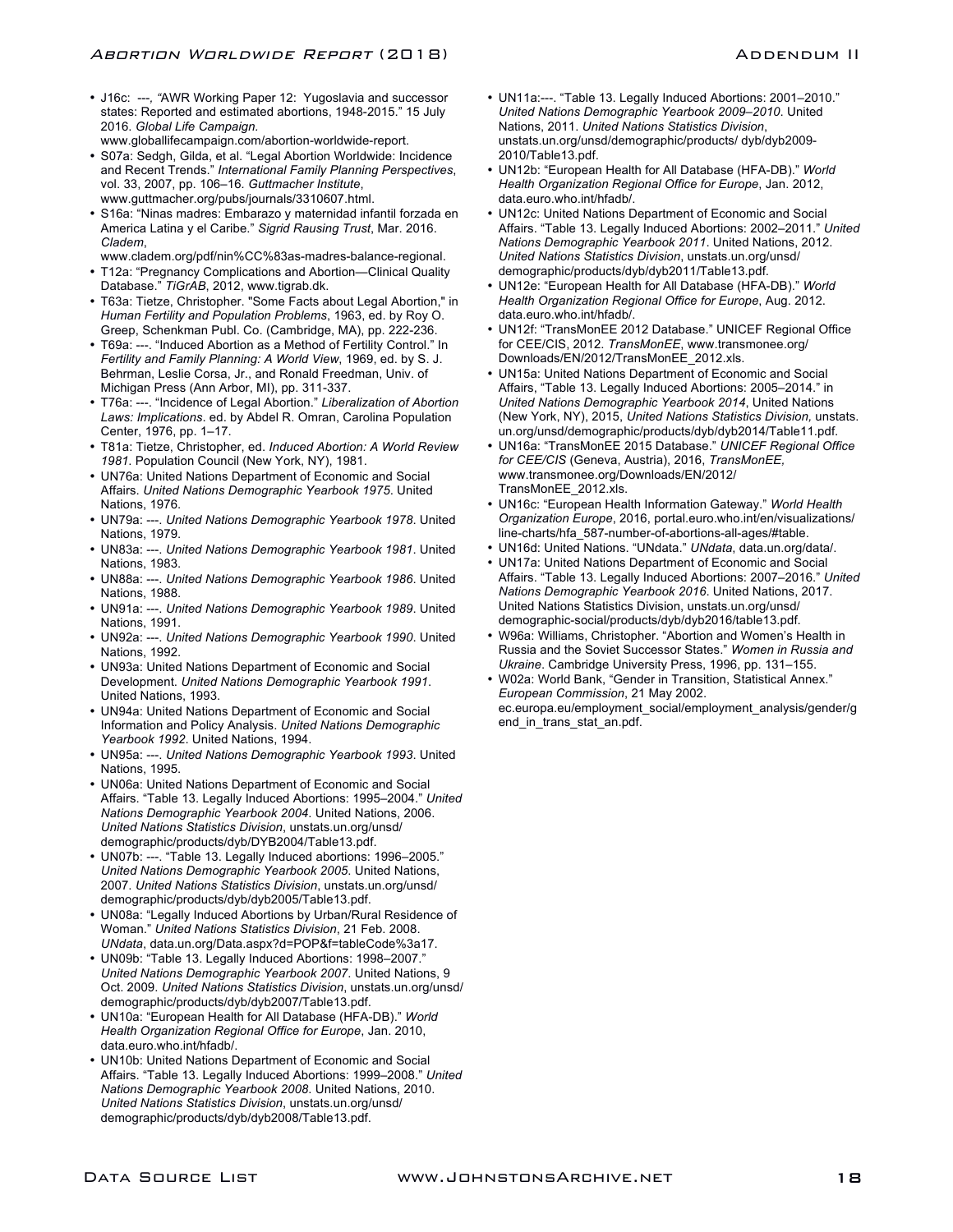- J16c: ---, "AWR Working Paper 12: Yugoslavia and successor states: Reported and estimated abortions, 1948-2015." 15 July 2016. *Global Life Campaign*. www.globallifecampaign.com/abortion-worldwide-report.
- S07a: Sedgh, Gilda, et al. "Legal Abortion Worldwide: Incidence and Recent Trends." *International Family Planning Perspectives*, vol. 33, 2007, pp. 106–16. *Guttmacher Institute*, www.guttmacher.org/pubs/journals/3310607.html.
- S16a: "Ninas madres: Embarazo y maternidad infantil forzada en America Latina y el Caribe." *Sigrid Rausing Trust*, Mar. 2016. *Cladem*, www.cladem.org/pdf/nin%CC%83as-madres-balance-regional.
- T12a: "Pregnancy Complications and Abortion—Clinical Quality Database." *TiGrAB*, 2012, www.tigrab.dk.
- T63a: Tietze, Christopher. "Some Facts about Legal Abortion," in *Human Fertility and Population Problems*, 1963, ed. by Roy O. Greep, Schenkman Publ. Co. (Cambridge, MA), pp. 222-236.
- T69a: ---. "Induced Abortion as a Method of Fertility Control." In *Fertility and Family Planning: A World View*, 1969, ed. by S. J. Behrman, Leslie Corsa, Jr., and Ronald Freedman, Univ. of Michigan Press (Ann Arbor, MI), pp. 311-337.
- T76a: ---. "Incidence of Legal Abortion." *Liberalization of Abortion Laws: Implications*. ed. by Abdel R. Omran, Carolina Population Center, 1976, pp. 1–17.
- T81a: Tietze, Christopher, ed. *Induced Abortion: A World Review 1981*. Population Council (New York, NY), 1981.
- UN76a: United Nations Department of Economic and Social Affairs. *United Nations Demographic Yearbook 1975*. United Nations, 1976.
- UN79a: ---. *United Nations Demographic Yearbook 1978*. United Nations, 1979.
- UN83a: ---. *United Nations Demographic Yearbook 1981*. United Nations, 1983.
- UN88a: ---. *United Nations Demographic Yearbook 1986*. United Nations, 1988.
- UN91a: ---. *United Nations Demographic Yearbook 1989*. United Nations, 1991.
- UN92a: ---. *United Nations Demographic Yearbook 1990*. United Nations, 1992.
- UN93a: United Nations Department of Economic and Social Development. *United Nations Demographic Yearbook 1991*. United Nations, 1993.
- UN94a: United Nations Department of Economic and Social Information and Policy Analysis. *United Nations Demographic Yearbook 1992*. United Nations, 1994.
- UN95a: ---. *United Nations Demographic Yearbook 1993*. United Nations, 1995.
- UN06a: United Nations Department of Economic and Social Affairs. "Table 13. Legally Induced Abortions: 1995–2004." *United Nations Demographic Yearbook 2004*. United Nations, 2006. *United Nations Statistics Division*, unstats.un.org/unsd/demographic/products/dyb/DYB2004/Table13.pdf.
- UN07b: ---. "Table 13. Legally Induced abortions: 1996–2005." *United Nations Demographic Yearbook 2005*. United Nations, 2007. *United Nations Statistics Division*, unstats.un.org/unsd/demographic/products/dyb/dyb2005/Table13.pdf.
- UN08a: "Legally Induced Abortions by Urban/Rural Residence of Woman." *United Nations Statistics Division*, 21 Feb. 2008. *UNdata*, data.un.org/Data.aspx?d=POP&f=tableCode%3a17.
- UN09b: "Table 13. Legally Induced Abortions: 1998–2007." *United Nations Demographic Yearbook 2007*. United Nations, 9 Oct. 2009. *United Nations Statistics Division*, unstats.un.org/unsd/demographic/products/dyb/dyb2007/Table13.pdf.
- UN10a: "European Health for All Database (HFA-DB)." *World Health Organization Regional Office for Europe*, Jan. 2010, data.euro.who.int/hfadb/.
- UN10b: United Nations Department of Economic and Social Affairs. "Table 13. Legally Induced Abortions: 1999–2008." *United Nations Demographic Yearbook 2008*. United Nations, 2010. *United Nations Statistics Division*, unstats.un.org/unsd/demographic/products/dyb/dyb2008/Table13.pdf.
- UN11a:---. "Table 13. Legally Induced Abortions: 2001–2010." *United Nations Demographic Yearbook 2009–2010*. United Nations, 2011. *United Nations Statistics Division*, unstats.un.org/unsd/demographic/products/ dyb/dyb2009-2010/Table13.pdf.
- UN12b: "European Health for All Database (HFA-DB)." *World Health Organization Regional Office for Europe*, Jan. 2012, data.euro.who.int/hfadb/.
- UN12c: United Nations Department of Economic and Social Affairs. "Table 13. Legally Induced Abortions: 2002–2011." *United Nations Demographic Yearbook 2011*. United Nations, 2012. *United Nations Statistics Division*, unstats.un.org/unsd/demographic/products/dyb/dyb2011/Table13.pdf.
- UN12e: "European Health for All Database (HFA-DB)." *World Health Organization Regional Office for Europe*, Aug. 2012. data.euro.who.int/hfadb/.
- UN12f: "TransMonEE 2012 Database." UNICEF Regional Office for CEE/CIS, 2012. *TransMonEE*, www.transmonee.org/Downloads/EN/2012/TransMonEE_2012.xls.
- UN15a: United Nations Department of Economic and Social Affairs, "Table 13. Legally Induced Abortions: 2005–2014." in *United Nations Demographic Yearbook 2014*, United Nations (New York, NY), 2015, *United Nations Statistics Division,* unstats.un.org/unsd/demographic/products/dyb/dyb2014/Table11.pdf.
- UN16a: "TransMonEE 2015 Database." *UNICEF Regional Office for CEE/CIS* (Geneva, Austria), 2016, *TransMonEE,* www.transmonee.org/Downloads/EN/2012/TransMonEE_2012.xls.
- UN16c: "European Health Information Gateway." *World Health Organization Europe*, 2016, portal.euro.who.int/en/visualizations/line-charts/hfa_587-number-of-abortions-all-ages/#table.
- UN16d: United Nations. "UNdata." *UNdata*, data.un.org/data/.
- UN17a: United Nations Department of Economic and Social Affairs. "Table 13. Legally Induced Abortions: 2007–2016." *United Nations Demographic Yearbook 2016*. United Nations, 2017. United Nations Statistics Division, unstats.un.org/unsd/demographic-social/products/dyb/dyb2016/table13.pdf.
- W96a: Williams, Christopher. "Abortion and Women's Health in Russia and the Soviet Successor States." *Women in Russia and Ukraine*. Cambridge University Press, 1996, pp. 131–155.
- W02a: World Bank, "Gender in Transition, Statistical Annex." *European Commission*, 21 May 2002. ec.europa.eu/employment_social/employment_analysis/gender/gend_in_trans_stat_an.pdf.